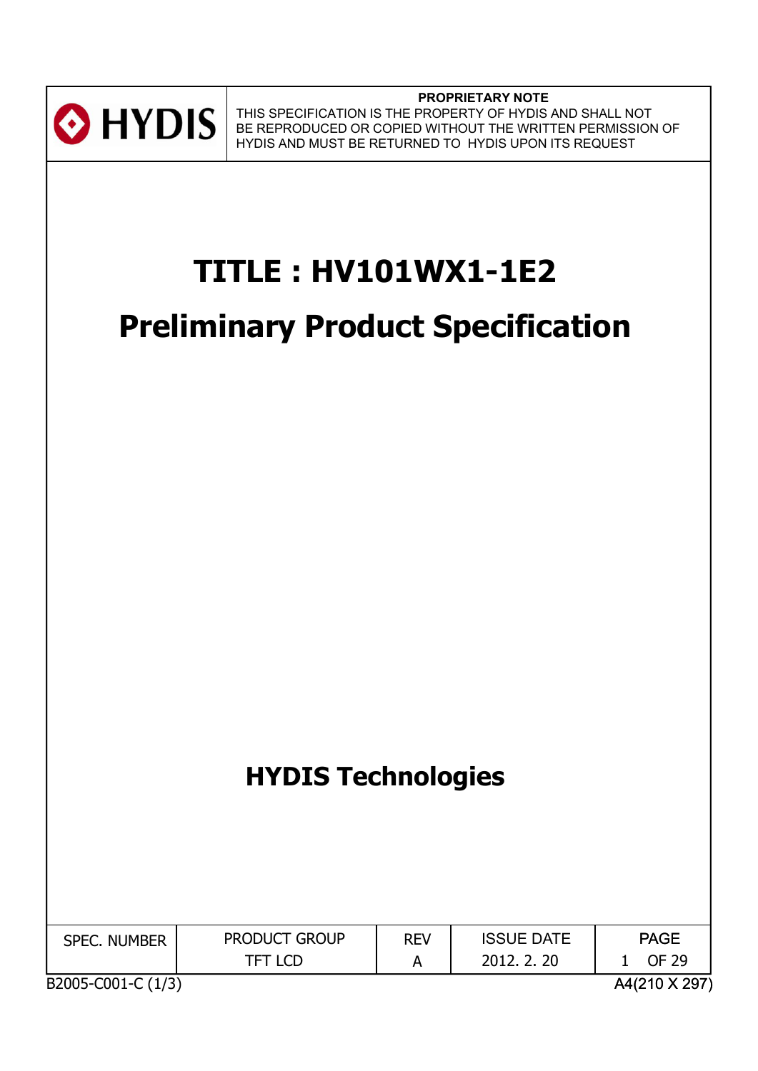HYDIS

**PROPRIETARY NOTE**

THIS SPECIFICATION IS THE PROPERTY OF HYDIS AND SHALL NOT BE REPRODUCED OR COPIED WITHOUT THE WRITTEN PERMISSION OF HYDIS AND MUST BE RETURNED TO HYDIS UPON ITS REQUEST

# TITLE : HV101WX1-1E2

# Preliminary Product Specification

## HYDIS Technologies

| SPEC. NUMBER | PRODUCT GROUP | REV | ISSUE DATE | PAGE |
|---|---|---|---|---|
| | TFT LCD | A | 2012. 2. 20 | 1 OF 29 |

B2005-C001-C (1/3)

A4(210 X 297)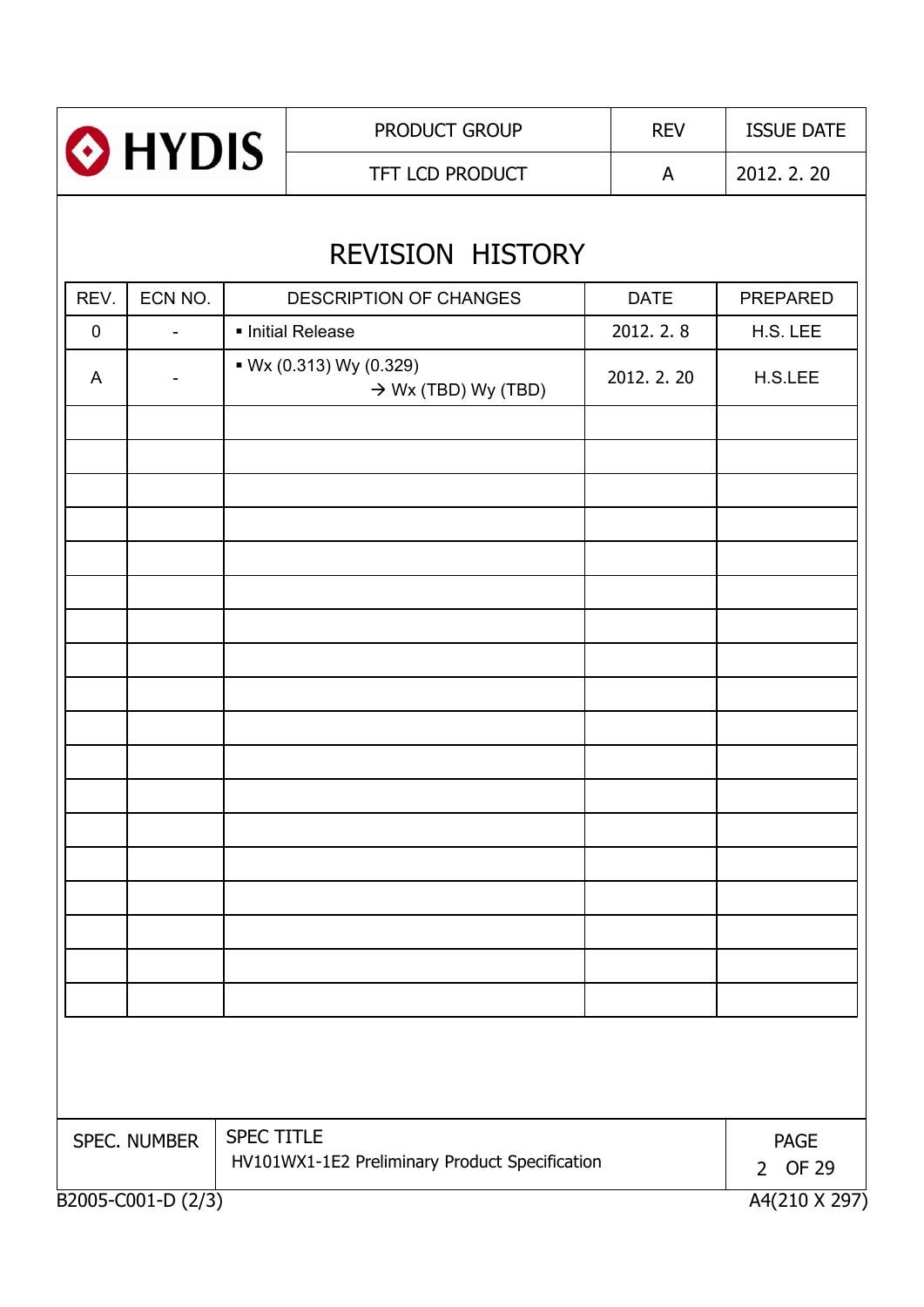# REVISION HISTORY

| REV. | ECN NO. | DESCRIPTION OF CHANGES | DATE | PREPARED |
|---|---|---|---|---|
| 0 | - | ▪ Initial Release | 2012. 2. 8 | H.S. LEE |
| A | - | ▪ Wx (0.313) Wy (0.329) → Wx (TBD) Wy (TBD) | 2012. 2. 20 | H.S.LEE |
| | | | | |
| | | | | |
| | | | | |
| | | | | |
| | | | | |
| | | | | |
| | | | | |
| | | | | |
| | | | | |
| | | | | |
| | | | | |
| | | | | |
| | | | | |
| | | | | |
| | | | | |
| | | | | |
| | | | | |
| | | | | |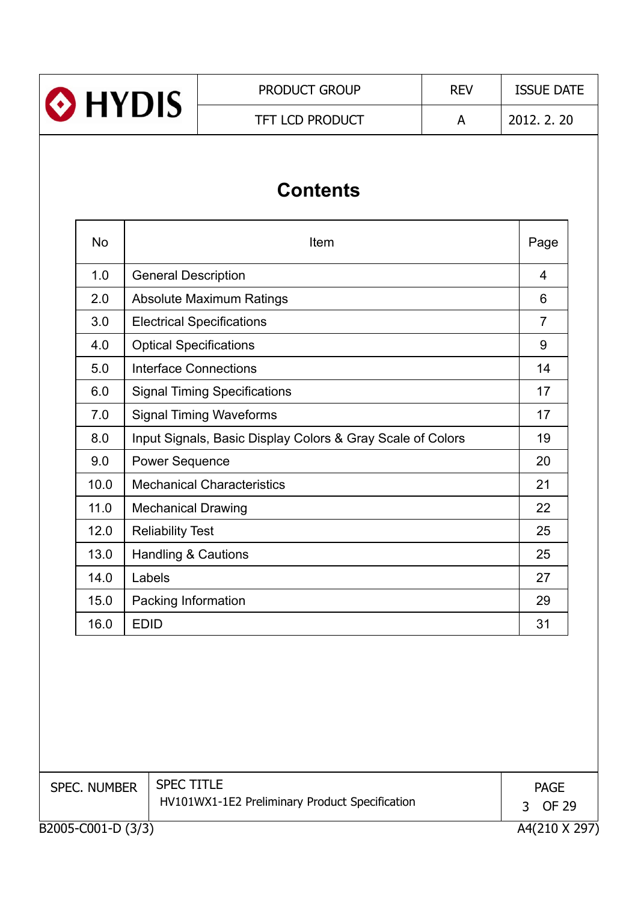# Contents

| No | Item | Page |
|---|---|---|
| 1.0 | General Description | 4 |
| 2.0 | Absolute Maximum Ratings | 6 |
| 3.0 | Electrical Specifications | 7 |
| 4.0 | Optical Specifications | 9 |
| 5.0 | Interface Connections | 14 |
| 6.0 | Signal Timing Specifications | 17 |
| 7.0 | Signal Timing Waveforms | 17 |
| 8.0 | Input Signals, Basic Display Colors & Gray Scale of Colors | 19 |
| 9.0 | Power Sequence | 20 |
| 10.0 | Mechanical Characteristics | 21 |
| 11.0 | Mechanical Drawing | 22 |
| 12.0 | Reliability Test | 25 |
| 13.0 | Handling & Cautions | 25 |
| 14.0 | Labels | 27 |
| 15.0 | Packing Information | 29 |
| 16.0 | EDID | 31 |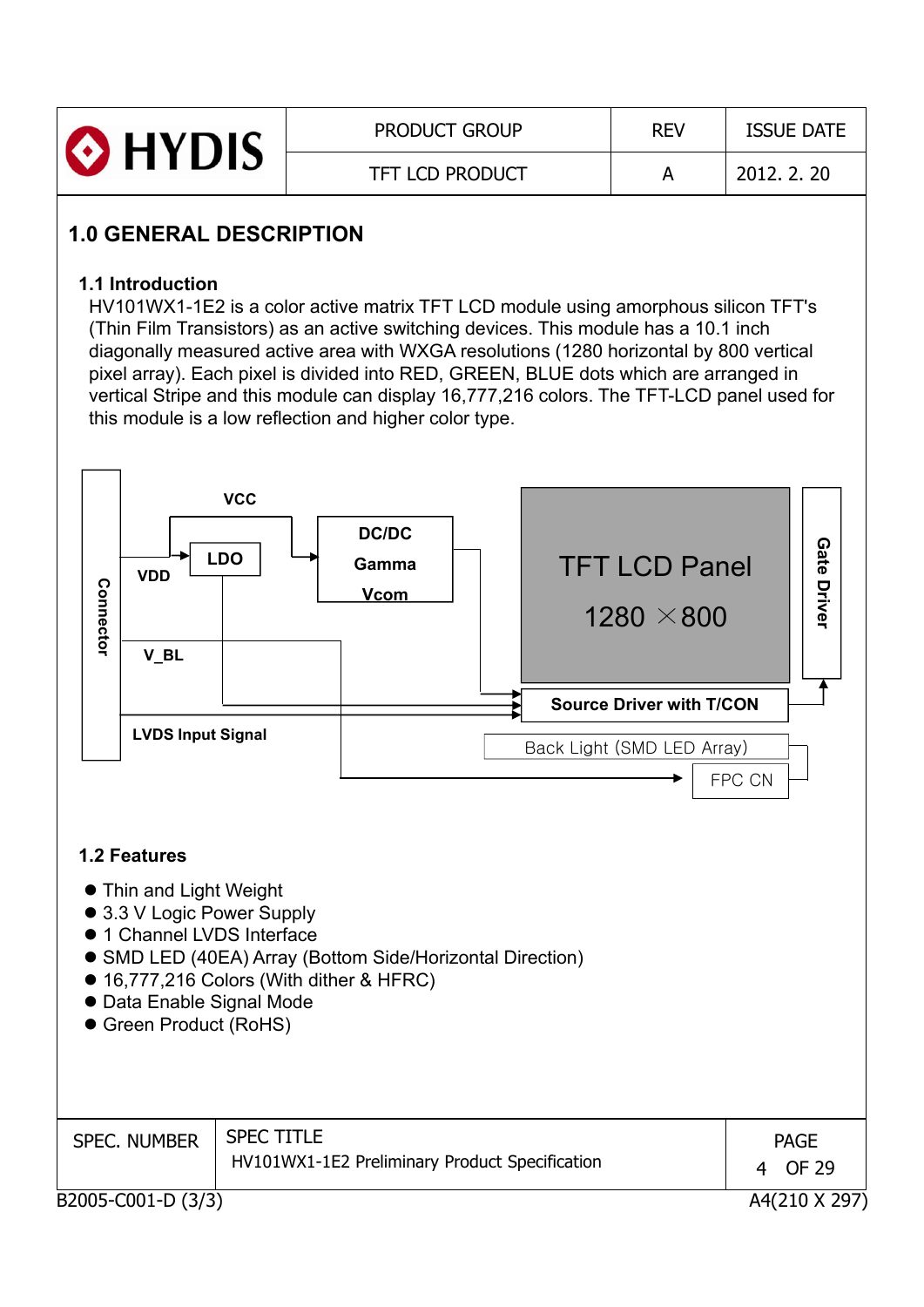| HYDIS | PRODUCT GROUP | REV | ISSUE DATE |
| --- | --- | --- | --- |
| | TFT LCD PRODUCT | A | 2012. 2. 20 |

# 1.0 GENERAL DESCRIPTION

## 1.1 Introduction

HV101WX1-1E2 is a color active matrix TFT LCD module using amorphous silicon TFT's (Thin Film Transistors) as an active switching devices. This module has a 10.1 inch diagonally measured active area with WXGA resolutions (1280 horizontal by 800 vertical pixel array). Each pixel is divided into RED, GREEN, BLUE dots which are arranged in vertical Stripe and this module can display 16,777,216 colors. The TFT-LCD panel used for this module is a low reflection and higher color type.

Connector, VCC, VDD, LDO, DC/DC, Gamma, Vcom, V_BL, LVDS Input Signal, TFT LCD Panel 1280 × 800, Gate Driver, Source Driver with T/CON, Back Light (SMD LED Array), FPC CN

## 1.2 Features

- Thin and Light Weight
- 3.3 V Logic Power Supply
- 1 Channel LVDS Interface
- SMD LED (40EA) Array (Bottom Side/Horizontal Direction)
- 16,777,216 Colors (With dither & HFRC)
- Data Enable Signal Mode
- Green Product (RoHS)

| SPEC. NUMBER | SPEC TITLE | PAGE |
| --- | --- | --- |
| | HV101WX1-1E2 Preliminary Product Specification | |

B2005-C001-D (3/3) A4(210 X 297)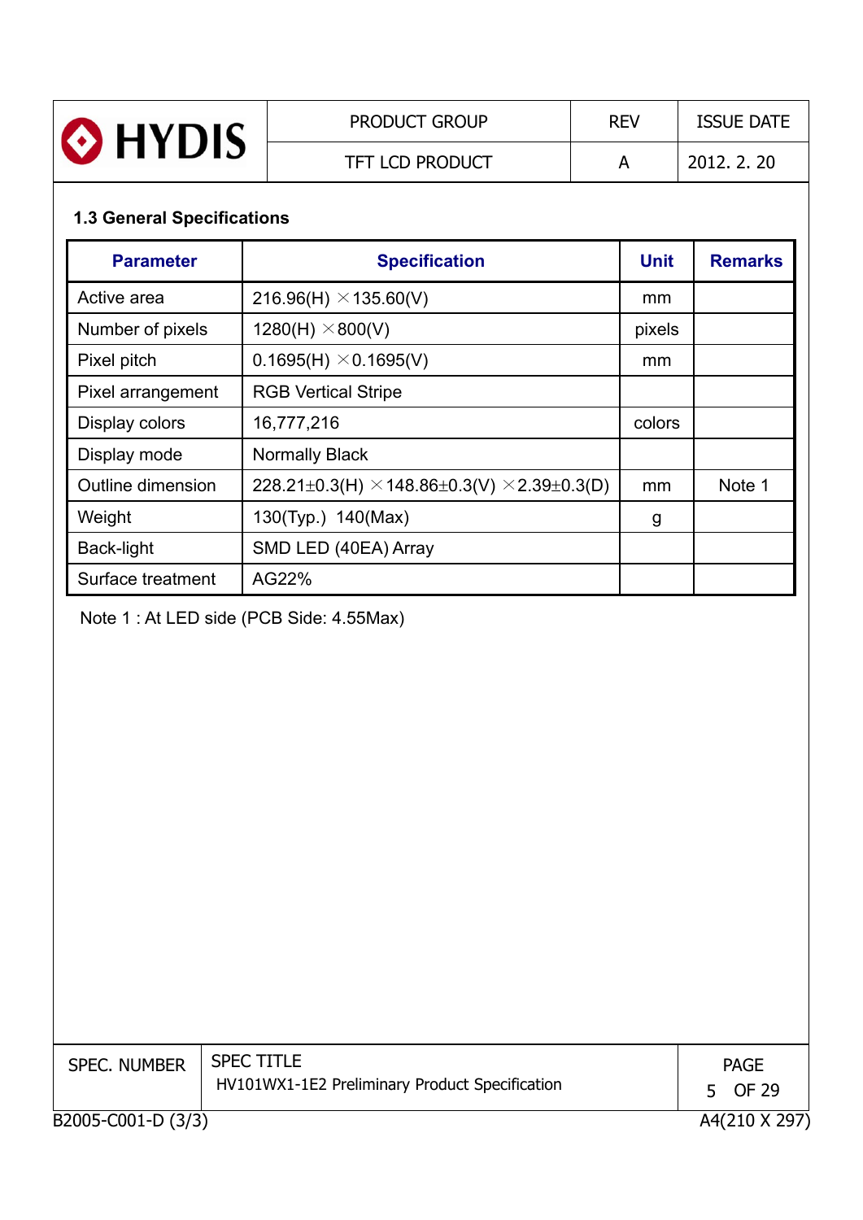### 1.3 General Specifications

| Parameter | Specification | Unit | Remarks |
|---|---|---|---|
| Active area | 216.96(H) $\times$135.60(V) | mm | |
| Number of pixels | 1280(H) $\times$800(V) | pixels | |
| Pixel pitch | 0.1695(H) $\times$0.1695(V) | mm | |
| Pixel arrangement | RGB Vertical Stripe | | |
| Display colors | 16,777,216 | colors | |
| Display mode | Normally Black | | |
| Outline dimension | 228.21$\pm$0.3(H) $\times$148.86$\pm$0.3(V) $\times$2.39$\pm$0.3(D) | mm | Note 1 |
| Weight | 130(Typ.) 140(Max) | g | |
| Back-light | SMD LED (40EA) Array | | |
| Surface treatment | AG22% | | |

Note 1 : At LED side (PCB Side: 4.55Max)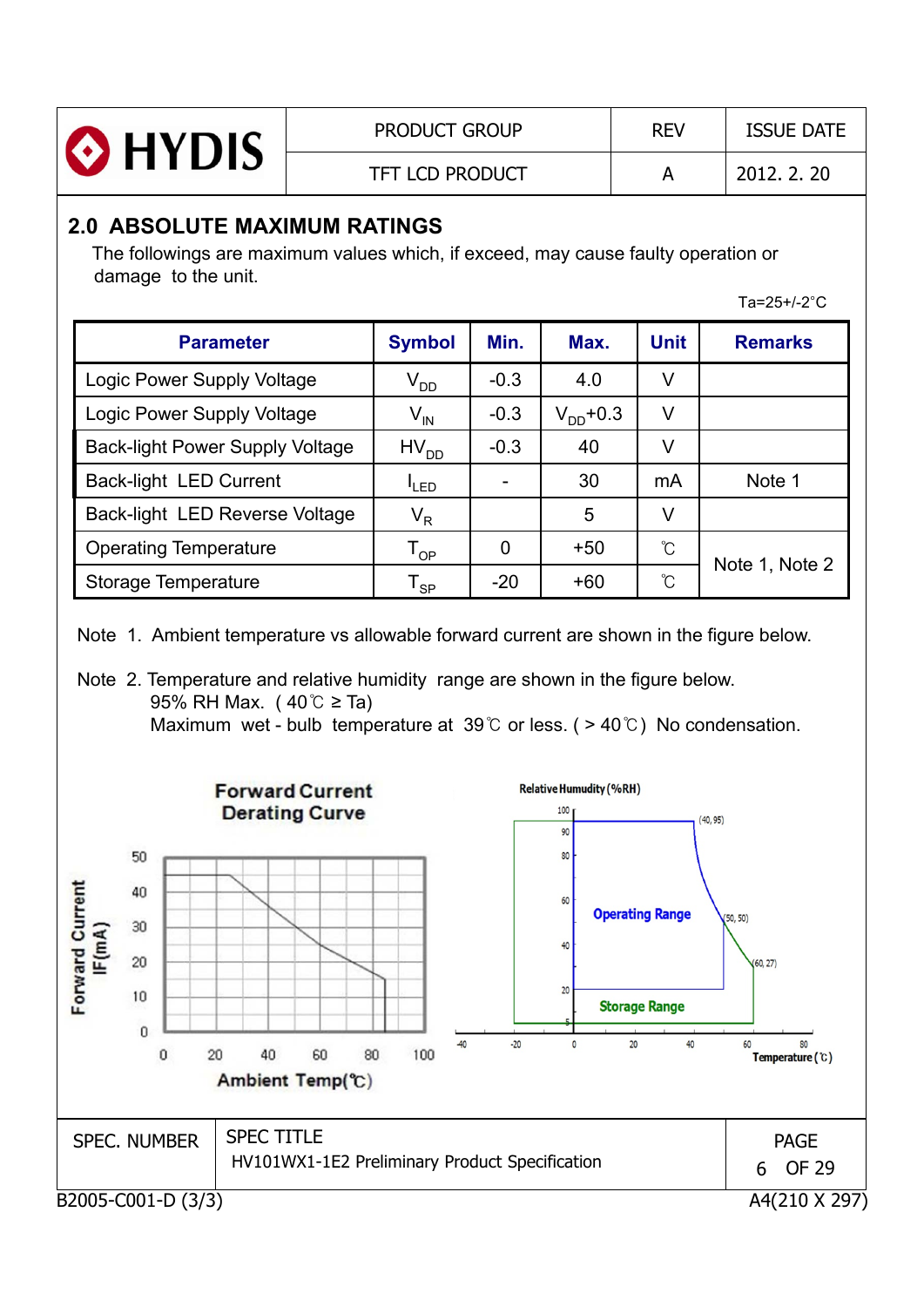## 2.0 ABSOLUTE MAXIMUM RATINGS

The followings are maximum values which, if exceed, may cause faulty operation or damage to the unit.

Ta=25+/-2°C

| Parameter | Symbol | Min. | Max. | Unit | Remarks |
|---|---|---|---|---|---|
| Logic Power Supply Voltage | $V_{DD}$ | -0.3 | 4.0 | V | |
| Logic Power Supply Voltage | $V_{IN}$ | -0.3 | $V_{DD}$+0.3 | V | |
| Back-light Power Supply Voltage | $HV_{DD}$ | -0.3 | 40 | V | |
| Back-light LED Current | $I_{LED}$ | - | 30 | mA | Note 1 |
| Back-light LED Reverse Voltage | $V_{R}$ | | 5 | V | |
| Operating Temperature | $T_{OP}$ | 0 | +50 | ℃ | Note 1, Note 2 |
| Storage Temperature | $T_{SP}$ | -20 | +60 | ℃ | |

Note 1. Ambient temperature vs allowable forward current are shown in the figure below.

Note 2. Temperature and relative humidity range are shown in the figure below.
95% RH Max. ( 40℃ ≥ Ta)
Maximum wet - bulb temperature at 39℃ or less. ( > 40℃) No condensation.

**Forward Current Derating Curve**

Forward Current IF(mA) vs. Ambient Temp(℃)

Relative Humudity (%RH) vs. Temperature (℃) — Operating Range / Storage Range; points (40, 95), (50, 50), (60, 27)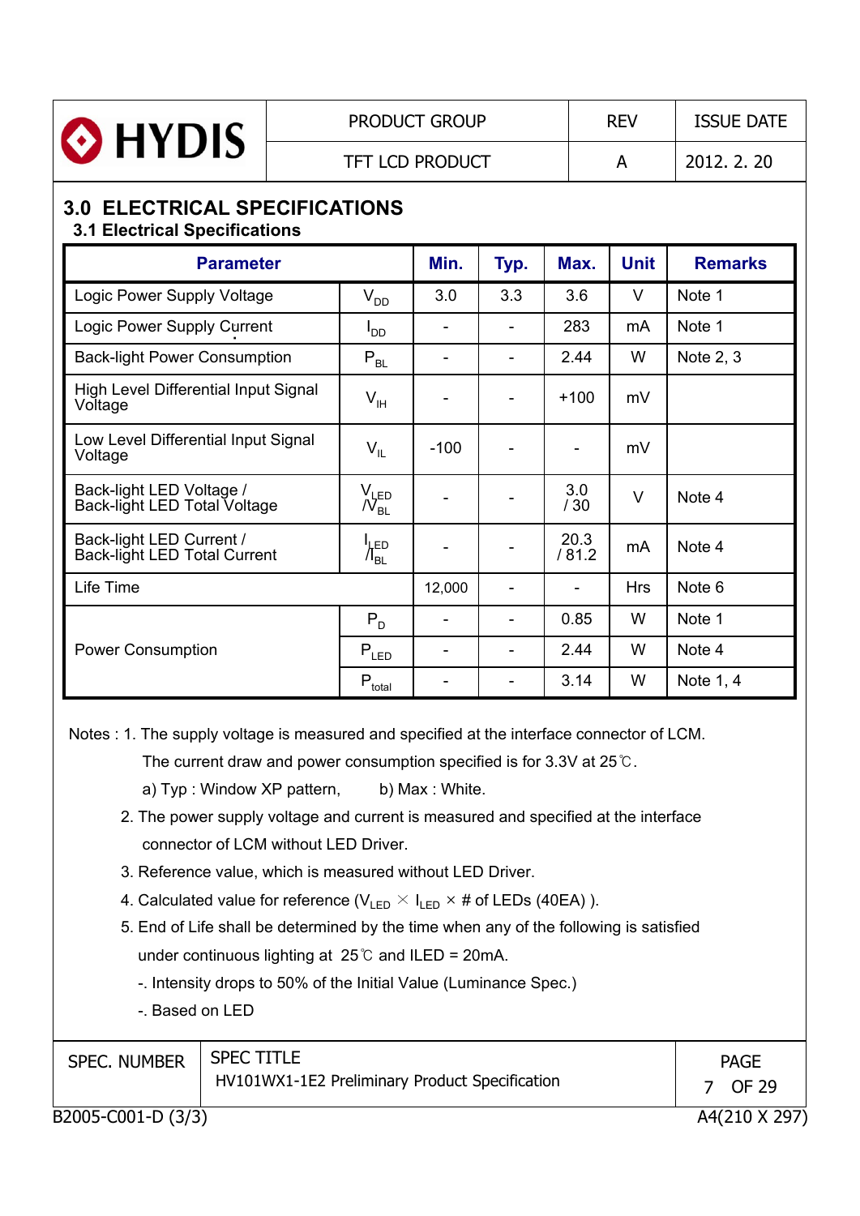## 3.0 ELECTRICAL SPECIFICATIONS

### 3.1 Electrical Specifications

| Parameter | | Min. | Typ. | Max. | Unit | Remarks |
|---|---|---|---|---|---|---|
| Logic Power Supply Voltage | $V_{DD}$ | 3.0 | 3.3 | 3.6 | V | Note 1 |
| Logic Power Supply Current | $I_{DD}$ | - | - | 283 | mA | Note 1 |
| Back-light Power Consumption | $P_{BL}$ | - | - | 2.44 | W | Note 2, 3 |
| High Level Differential Input Signal Voltage | $V_{IH}$ | - | - | +100 | mV | |
| Low Level Differential Input Signal Voltage | $V_{IL}$ | -100 | - | - | mV | |
| Back-light LED Voltage / Back-light LED Total Voltage | $V_{LED}$ / $V_{BL}$ | - | - | 3.0 / 30 | V | Note 4 |
| Back-light LED Current / Back-light LED Total Current | $I_{LED}$ / $I_{BL}$ | - | - | 20.3 / 81.2 | mA | Note 4 |
| Life Time | | 12,000 | - | - | Hrs | Note 6 |
| Power Consumption | $P_D$ | - | - | 0.85 | W | Note 1 |
| | $P_{LED}$ | - | - | 2.44 | W | Note 4 |
| | $P_{total}$ | - | - | 3.14 | W | Note 1, 4 |

Notes : 1. The supply voltage is measured and specified at the interface connector of LCM.

The current draw and power consumption specified is for 3.3V at 25℃.

a) Typ : Window XP pattern, b) Max : White.

2. The power supply voltage and current is measured and specified at the interface connector of LCM without LED Driver.

3. Reference value, which is measured without LED Driver.

4. Calculated value for reference ($V_{LED}$ × $I_{LED}$ × # of LEDs (40EA) ).

5. End of Life shall be determined by the time when any of the following is satisfied under continuous lighting at 25℃ and ILED = 20mA.

-. Intensity drops to 50% of the Initial Value (Luminance Spec.)

-. Based on LED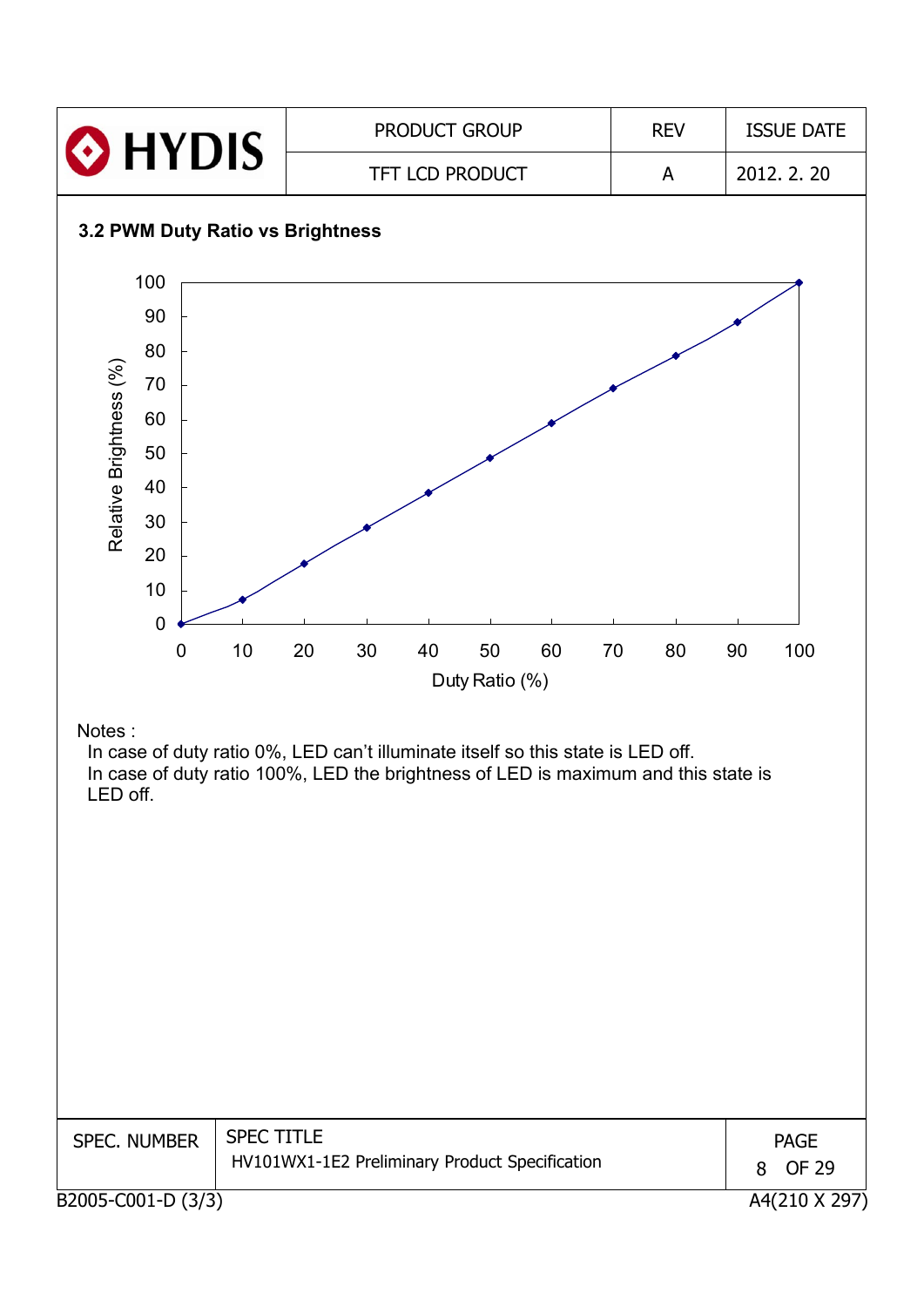### 3.2 PWM Duty Ratio vs Brightness

Relative Brightness (%) vs Duty Ratio (%)

Notes :

In case of duty ratio 0%, LED can't illuminate itself so this state is LED off.

In case of duty ratio 100%, LED the brightness of LED is maximum and this state is LED off.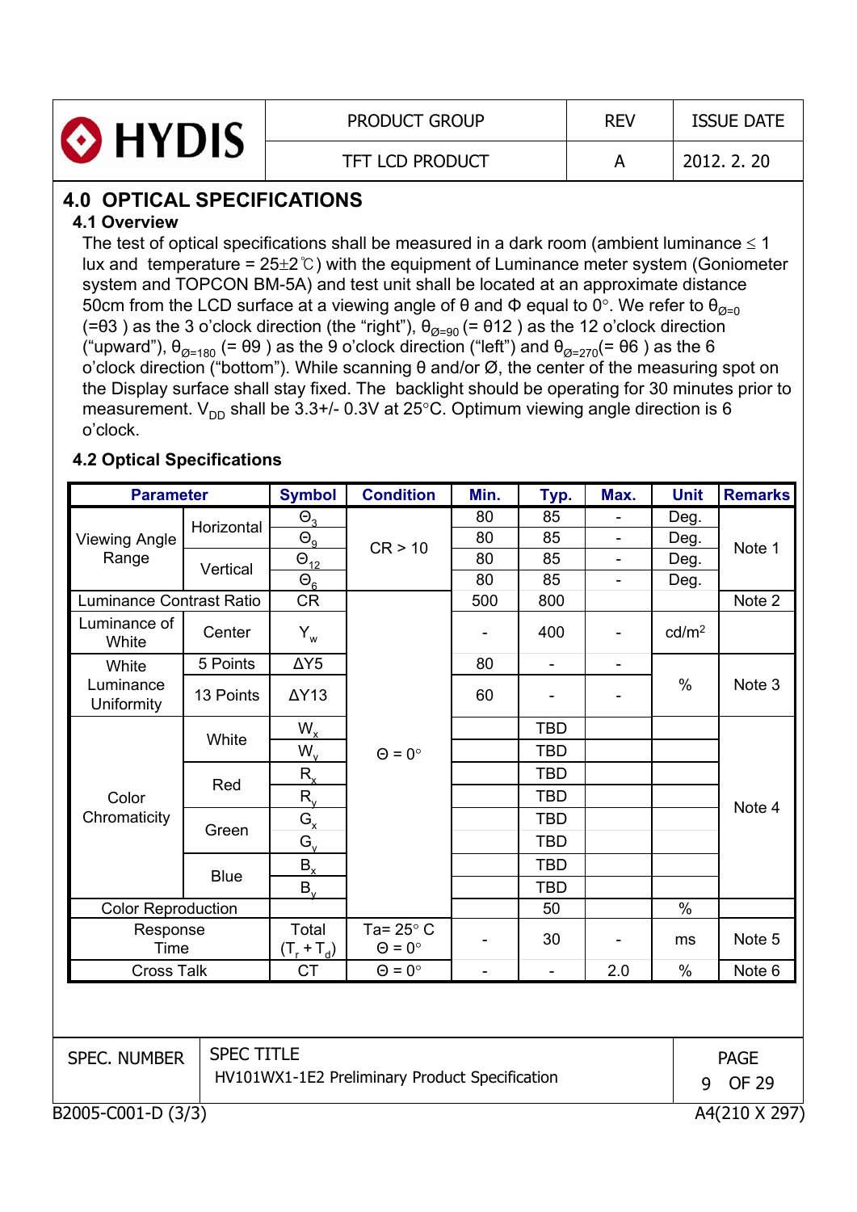## 4.0 OPTICAL SPECIFICATIONS

### 4.1 Overview

The test of optical specifications shall be measured in a dark room (ambient luminance ≤ 1 lux and temperature = 25±2℃) with the equipment of Luminance meter system (Goniometer system and TOPCON BM-5A) and test unit shall be located at an approximate distance 50cm from the LCD surface at a viewing angle of θ and Φ equal to 0°. We refer to $\theta_{Ø=0}$ (=θ3 ) as the 3 o'clock direction (the "right"), $\theta_{Ø=90}$ (= θ12 ) as the 12 o'clock direction ("upward"), $\theta_{Ø=180}$ (= θ9 ) as the 9 o'clock direction ("left") and $\theta_{Ø=270}$(= θ6 ) as the 6 o'clock direction ("bottom"). While scanning θ and/or Ø, the center of the measuring spot on the Display surface shall stay fixed. The backlight should be operating for 30 minutes prior to measurement. $V_{DD}$ shall be 3.3+/- 0.3V at 25°C. Optimum viewing angle direction is 6 o'clock.

### 4.2 Optical Specifications

| Parameter | | Symbol | Condition | Min. | Typ. | Max. | Unit | Remarks |
|---|---|---|---|---|---|---|---|---|
| Viewing Angle Range | Horizontal | $\Theta_3$ | CR > 10 | 80 | 85 | - | Deg. | Note 1 |
| | | $\Theta_9$ | | 80 | 85 | - | Deg. | |
| | Vertical | $\Theta_{12}$ | | 80 | 85 | - | Deg. | |
| | | $\Theta_6$ | | 80 | 85 | - | Deg. | |
| Luminance Contrast Ratio | | CR | Θ = 0° | 500 | 800 | | | Note 2 |
| Luminance of White | Center | $Y_w$ | | - | 400 | - | cd/m² | |
| White Luminance Uniformity | 5 Points | ΔY5 | | 80 | - | - | % | Note 3 |
| | 13 Points | ΔY13 | | 60 | - | - | | |
| Color Chromaticity | White | $W_x$ | | | TBD | | | Note 4 |
| | | $W_y$ | | | TBD | | | |
| | Red | $R_x$ | | | TBD | | | |
| | | $R_y$ | | | TBD | | | |
| | Green | $G_x$ | | | TBD | | | |
| | | $G_y$ | | | TBD | | | |
| | Blue | $B_x$ | | | TBD | | | |
| | | $B_y$ | | | TBD | | | |
| Color Reproduction | | | | | 50 | | % | |
| Response Time | | Total ($T_r + T_d$) | Ta= 25° C Θ = 0° | - | 30 | - | ms | Note 5 |
| Cross Talk | | CT | Θ = 0° | - | - | 2.0 | % | Note 6 |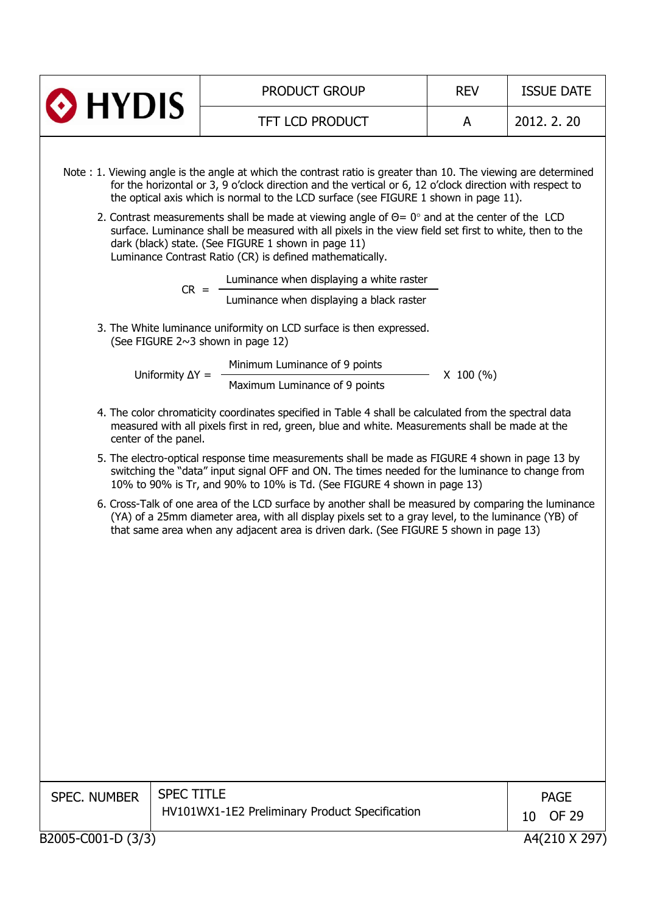Note :

1. Viewing angle is the angle at which the contrast ratio is greater than 10. The viewing are determined for the horizontal or 3, 9 o'clock direction and the vertical or 6, 12 o'clock direction with respect to the optical axis which is normal to the LCD surface (see FIGURE 1 shown in page 11).

2. Contrast measurements shall be made at viewing angle of $\Theta = 0°$ and at the center of the LCD surface. Luminance shall be measured with all pixels in the view field set first to white, then to the dark (black) state. (See FIGURE 1 shown in page 11)
   Luminance Contrast Ratio (CR) is defined mathematically.

$$CR = \frac{\text{Luminance when displaying a white raster}}{\text{Luminance when displaying a black raster}}$$

3. The White luminance uniformity on LCD surface is then expressed.
   (See FIGURE 2~3 shown in page 12)

$$\text{Uniformity } \Delta Y = \frac{\text{Minimum Luminance of 9 points}}{\text{Maximum Luminance of 9 points}} \times 100\ (\%)$$

4. The color chromaticity coordinates specified in Table 4 shall be calculated from the spectral data measured with all pixels first in red, green, blue and white. Measurements shall be made at the center of the panel.

5. The electro-optical response time measurements shall be made as FIGURE 4 shown in page 13 by switching the "data" input signal OFF and ON. The times needed for the luminance to change from 10% to 90% is Tr, and 90% to 10% is Td. (See FIGURE 4 shown in page 13)

6. Cross-Talk of one area of the LCD surface by another shall be measured by comparing the luminance (YA) of a 25mm diameter area, with all display pixels set to a gray level, to the luminance (YB) of that same area when any adjacent area is driven dark. (See FIGURE 5 shown in page 13)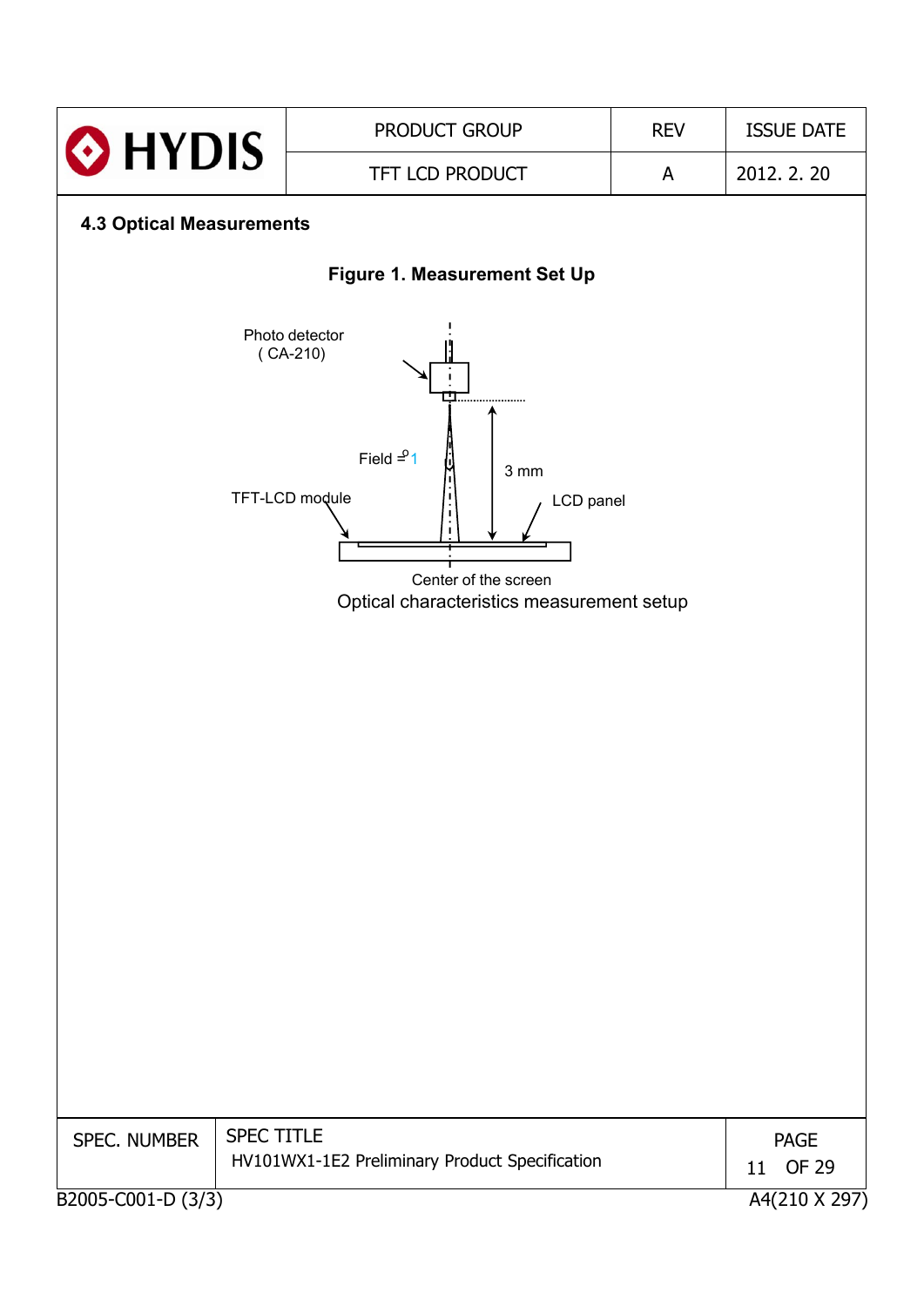### 4.3 Optical Measurements

**Figure 1. Measurement Set Up**

Photo detector
( CA-210)

Field = 1

3 mm

TFT-LCD module

LCD panel

Center of the screen

Optical characteristics measurement setup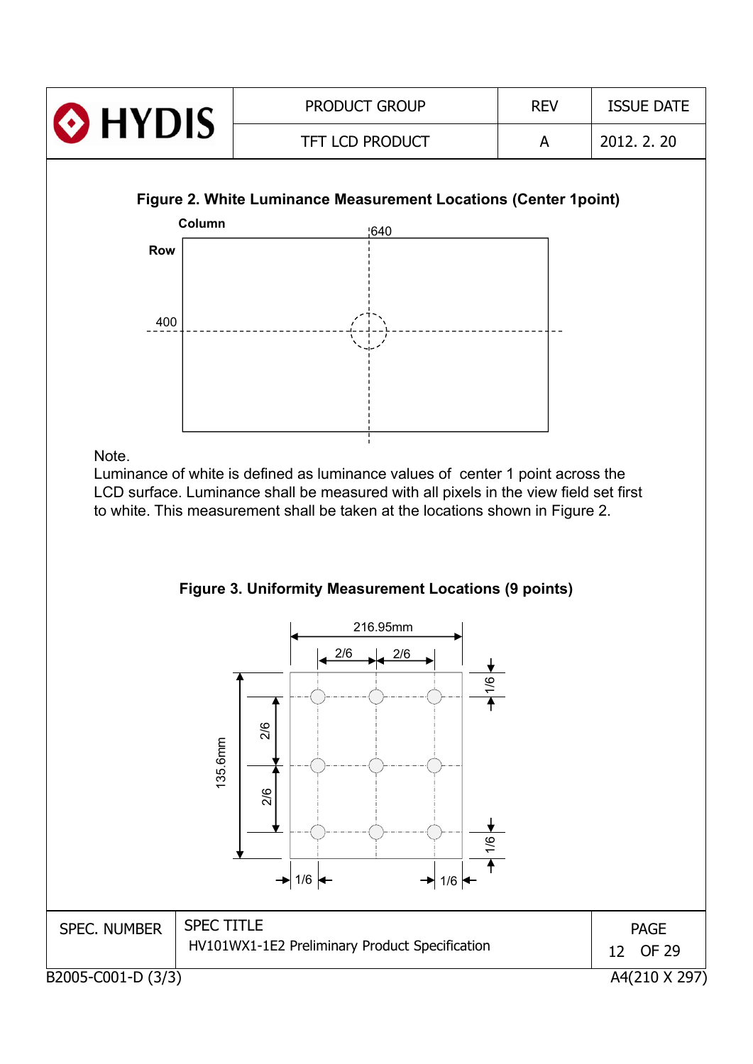**Figure 2. White Luminance Measurement Locations (Center 1point)**

Note.
Luminance of white is defined as luminance values of center 1 point across the LCD surface. Luminance shall be measured with all pixels in the view field set first to white. This measurement shall be taken at the locations shown in Figure 2.

**Figure 3. Uniformity Measurement Locations (9 points)**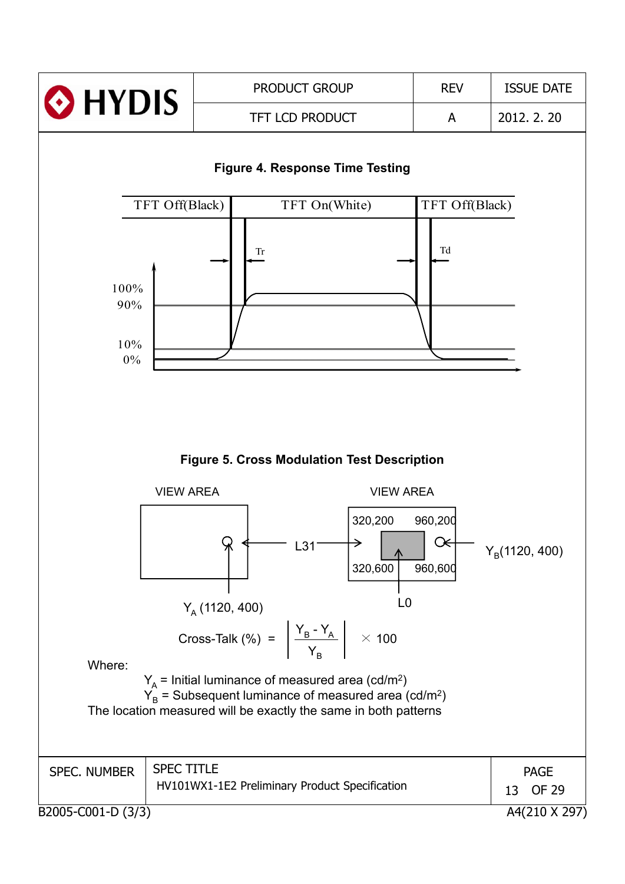**Figure 4. Response Time Testing**

TFT Off(Black) | TFT On(White) | TFT Off(Black)

Tr | Td

100% 90% 10% 0%

**Figure 5. Cross Modulation Test Description**

VIEW AREA | VIEW AREA

$Y_A$ (1120, 400) | L31 | L0 | 320,200 | 960,200 | 320,600 | 960,600 | $Y_B$(1120, 400)

$$\text{Cross-Talk (\%)} = \left| \frac{Y_B - Y_A}{Y_B} \right| \times 100$$

Where:

$Y_A$ = Initial luminance of measured area (cd/m$^2$)

$Y_B$ = Subsequent luminance of measured area (cd/m$^2$)

The location measured will be exactly the same in both patterns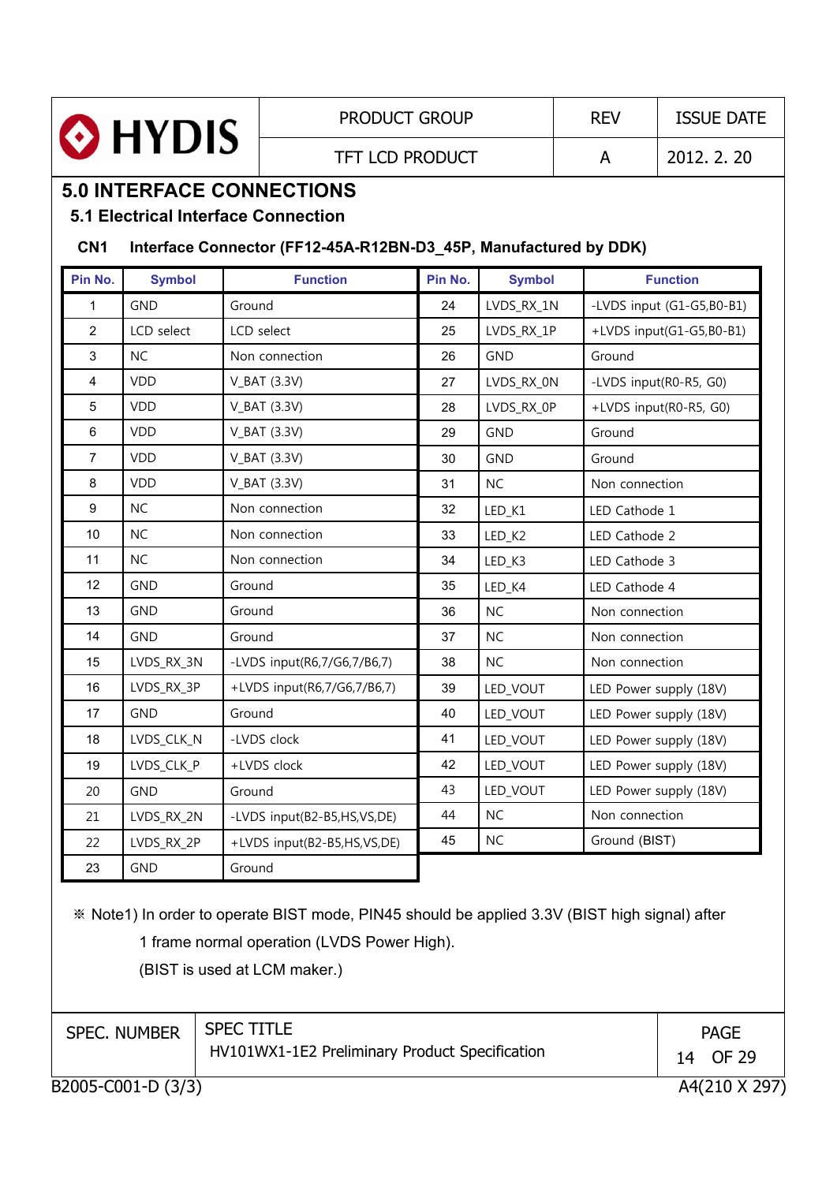## 5.0 INTERFACE CONNECTIONS

### 5.1 Electrical Interface Connection

**CN1 Interface Connector (FF12-45A-R12BN-D3_45P, Manufactured by DDK)**

| Pin No. | Symbol | Function | Pin No. | Symbol | Function |
|---|---|---|---|---|---|
| 1 | GND | Ground | 24 | LVDS_RX_1N | -LVDS input (G1-G5,B0-B1) |
| 2 | LCD select | LCD select | 25 | LVDS_RX_1P | +LVDS input(G1-G5,B0-B1) |
| 3 | NC | Non connection | 26 | GND | Ground |
| 4 | VDD | V_BAT (3.3V) | 27 | LVDS_RX_0N | -LVDS input(R0-R5, G0) |
| 5 | VDD | V_BAT (3.3V) | 28 | LVDS_RX_0P | +LVDS input(R0-R5, G0) |
| 6 | VDD | V_BAT (3.3V) | 29 | GND | Ground |
| 7 | VDD | V_BAT (3.3V) | 30 | GND | Ground |
| 8 | VDD | V_BAT (3.3V) | 31 | NC | Non connection |
| 9 | NC | Non connection | 32 | LED_K1 | LED Cathode 1 |
| 10 | NC | Non connection | 33 | LED_K2 | LED Cathode 2 |
| 11 | NC | Non connection | 34 | LED_K3 | LED Cathode 3 |
| 12 | GND | Ground | 35 | LED_K4 | LED Cathode 4 |
| 13 | GND | Ground | 36 | NC | Non connection |
| 14 | GND | Ground | 37 | NC | Non connection |
| 15 | LVDS_RX_3N | -LVDS input(R6,7/G6,7/B6,7) | 38 | NC | Non connection |
| 16 | LVDS_RX_3P | +LVDS input(R6,7/G6,7/B6,7) | 39 | LED_VOUT | LED Power supply (18V) |
| 17 | GND | Ground | 40 | LED_VOUT | LED Power supply (18V) |
| 18 | LVDS_CLK_N | -LVDS clock | 41 | LED_VOUT | LED Power supply (18V) |
| 19 | LVDS_CLK_P | +LVDS clock | 42 | LED_VOUT | LED Power supply (18V) |
| 20 | GND | Ground | 43 | LED_VOUT | LED Power supply (18V) |
| 21 | LVDS_RX_2N | -LVDS input(B2-B5,HS,VS,DE) | 44 | NC | Non connection |
| 22 | LVDS_RX_2P | +LVDS input(B2-B5,HS,VS,DE) | 45 | NC | Ground (BIST) |
| 23 | GND | Ground | | | |

※ Note1) In order to operate BIST mode, PIN45 should be applied 3.3V (BIST high signal) after 1 frame normal operation (LVDS Power High).
(BIST is used at LCM maker.)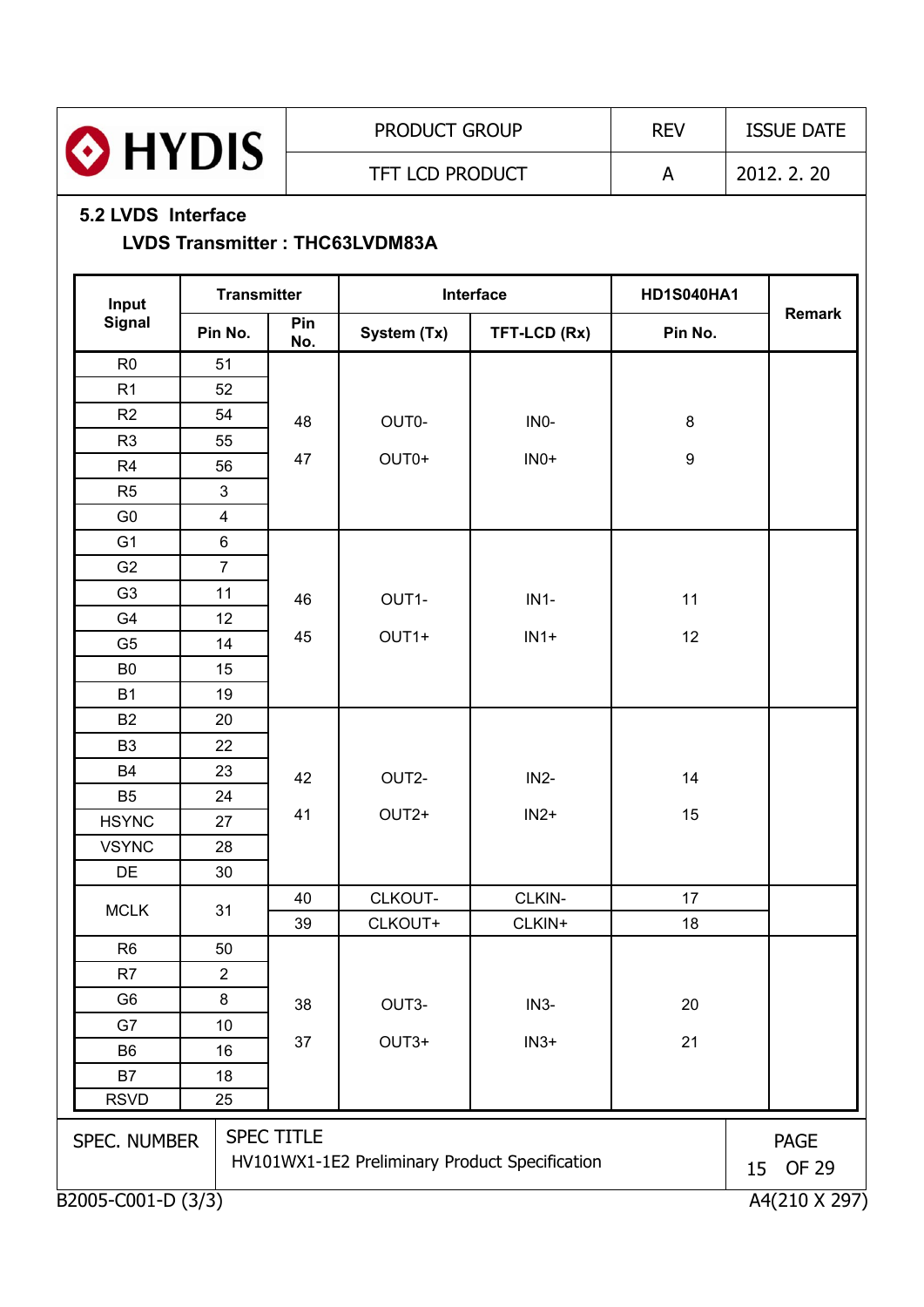## 5.2 LVDS Interface

**LVDS Transmitter : THC63LVDM83A**

| Input Signal | Transmitter | | Interface | | HD1S040HA1 | Remark |
|---|---|---|---|---|---|---|
| | Pin No. | Pin No. | System (Tx) | TFT-LCD (Rx) | Pin No. | |
| R0 | 51 | 48<br>47 | OUT0-<br>OUT0+ | IN0-<br>IN0+ | 8<br>9 | |
| R1 | 52 | | | | | |
| R2 | 54 | | | | | |
| R3 | 55 | | | | | |
| R4 | 56 | | | | | |
| R5 | 3 | | | | | |
| G0 | 4 | | | | | |
| G1 | 6 | 46<br>45 | OUT1-<br>OUT1+ | IN1-<br>IN1+ | 11<br>12 | |
| G2 | 7 | | | | | |
| G3 | 11 | | | | | |
| G4 | 12 | | | | | |
| G5 | 14 | | | | | |
| B0 | 15 | | | | | |
| B1 | 19 | | | | | |
| B2 | 20 | 42<br>41 | OUT2-<br>OUT2+ | IN2-<br>IN2+ | 14<br>15 | |
| B3 | 22 | | | | | |
| B4 | 23 | | | | | |
| B5 | 24 | | | | | |
| HSYNC | 27 | | | | | |
| VSYNC | 28 | | | | | |
| DE | 30 | | | | | |
| MCLK | 31 | 40 | CLKOUT- | CLKIN- | 17 | |
| | | 39 | CLKOUT+ | CLKIN+ | 18 | |
| R6 | 50 | 38<br>37 | OUT3-<br>OUT3+ | IN3-<br>IN3+ | 20<br>21 | |
| R7 | 2 | | | | | |
| G6 | 8 | | | | | |
| G7 | 10 | | | | | |
| B6 | 16 | | | | | |
| B7 | 18 | | | | | |
| RSVD | 25 | | | | | |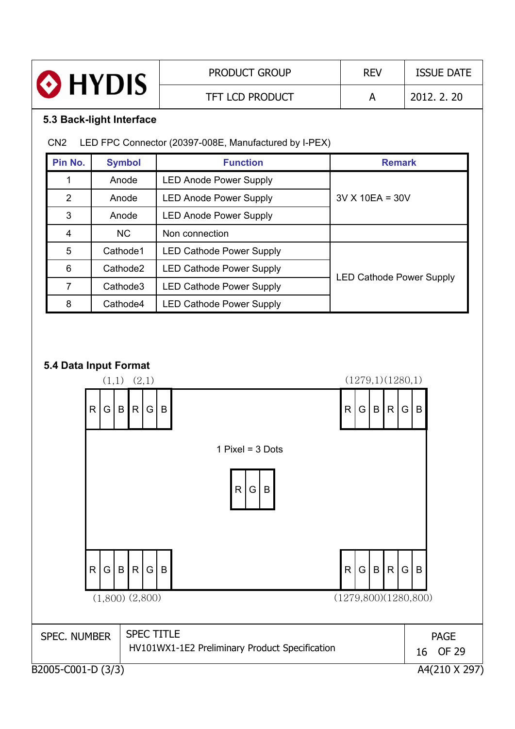### 5.3 Back-light Interface

CN2 LED FPC Connector (20397-008E, Manufactured by I-PEX)

| Pin No. | Symbol | Function | Remark |
|---|---|---|---|
| 1 | Anode | LED Anode Power Supply | 3V X 10EA = 30V |
| 2 | Anode | LED Anode Power Supply | |
| 3 | Anode | LED Anode Power Supply | |
| 4 | NC | Non connection | |
| 5 | Cathode1 | LED Cathode Power Supply | LED Cathode Power Supply |
| 6 | Cathode2 | LED Cathode Power Supply | |
| 7 | Cathode3 | LED Cathode Power Supply | |
| 8 | Cathode4 | LED Cathode Power Supply | |

### 5.4 Data Input Format

(1,1) (2,1) (1279,1)(1280,1)

| R | G | B | R | G | B | | R | G | B | R | G | B |
|---|---|---|---|---|---|---|---|---|---|---|---|---|

1 Pixel = 3 Dots

| R | G | B |
|---|---|---|

| R | G | B | R | G | B | | R | G | B | R | G | B |
|---|---|---|---|---|---|---|---|---|---|---|---|---|

(1,800) (2,800) (1279,800)(1280,800)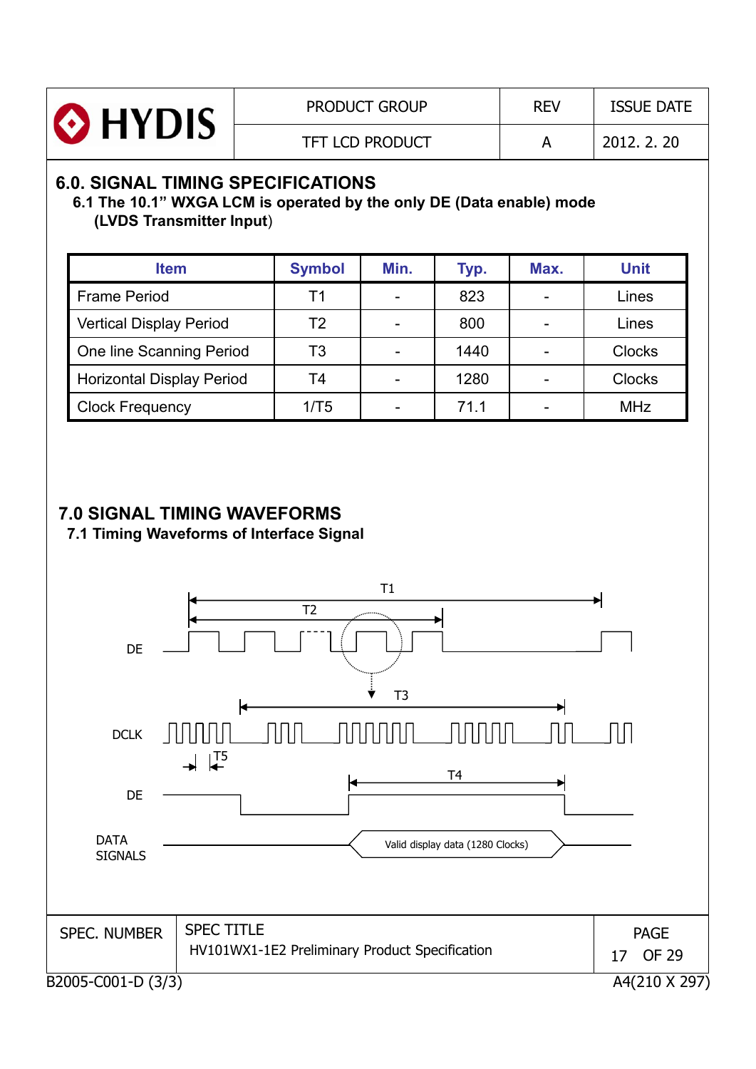## 6.0. SIGNAL TIMING SPECIFICATIONS

### 6.1 The 10.1" WXGA LCM is operated by the only DE (Data enable) mode (LVDS Transmitter Input)

| Item | Symbol | Min. | Typ. | Max. | Unit |
|---|---|---|---|---|---|
| Frame Period | T1 | - | 823 | - | Lines |
| Vertical Display Period | T2 | - | 800 | - | Lines |
| One line Scanning Period | T3 | - | 1440 | - | Clocks |
| Horizontal Display Period | T4 | - | 1280 | - | Clocks |
| Clock Frequency | 1/T5 | - | 71.1 | - | MHz |

## 7.0 SIGNAL TIMING WAVEFORMS

### 7.1 Timing Waveforms of Interface Signal

T1

T2

DE

T3

DCLK

T5

T4

DE

DATA SIGNALS

Valid display data (1280 Clocks)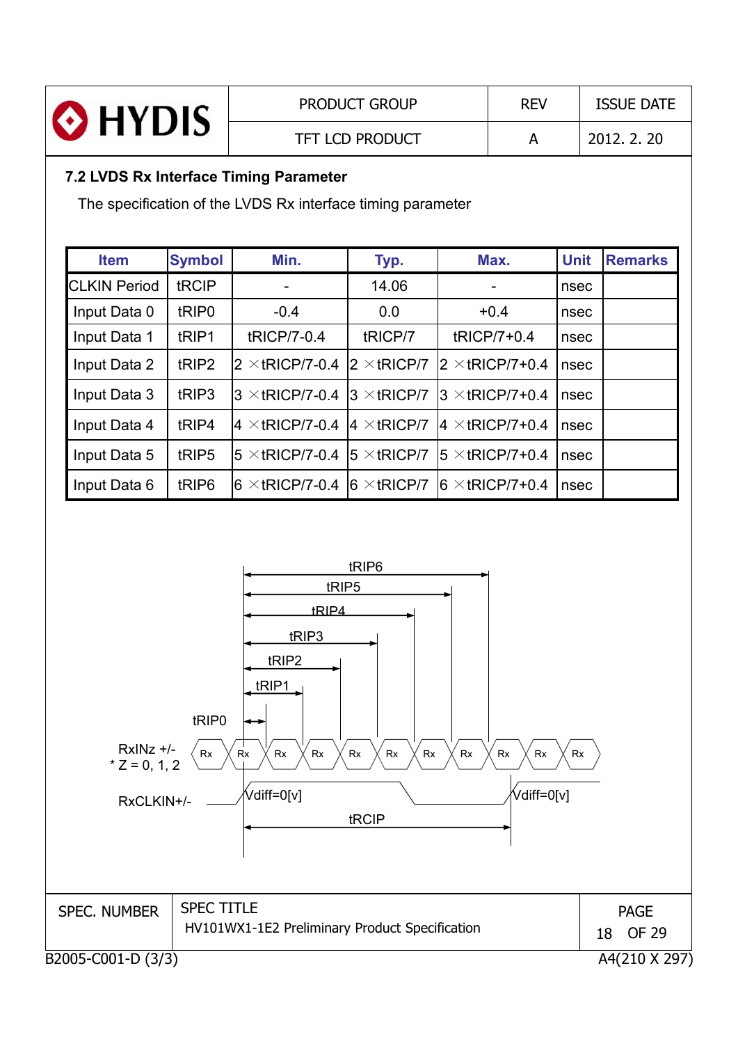### 7.2 LVDS Rx Interface Timing Parameter

The specification of the LVDS Rx interface timing parameter

| Item | Symbol | Min. | Typ. | Max. | Unit | Remarks |
|---|---|---|---|---|---|---|
| CLKIN Period | tRCIP | - | 14.06 | - | nsec | |
| Input Data 0 | tRIP0 | -0.4 | 0.0 | +0.4 | nsec | |
| Input Data 1 | tRIP1 | tRICP/7-0.4 | tRICP/7 | tRICP/7+0.4 | nsec | |
| Input Data 2 | tRIP2 | 2 ×tRICP/7-0.4 | 2 ×tRICP/7 | 2 ×tRICP/7+0.4 | nsec | |
| Input Data 3 | tRIP3 | 3 ×tRICP/7-0.4 | 3 ×tRICP/7 | 3 ×tRICP/7+0.4 | nsec | |
| Input Data 4 | tRIP4 | 4 ×tRICP/7-0.4 | 4 ×tRICP/7 | 4 ×tRICP/7+0.4 | nsec | |
| Input Data 5 | tRIP5 | 5 ×tRICP/7-0.4 | 5 ×tRICP/7 | 5 ×tRICP/7+0.4 | nsec | |
| Input Data 6 | tRIP6 | 6 ×tRICP/7-0.4 | 6 ×tRICP/7 | 6 ×tRICP/7+0.4 | nsec | |

tRIP6, tRIP5, tRIP4, tRIP3, tRIP2, tRIP1, tRIP0

RxINz +/-
* Z = 0, 1, 2

Rx Rx Rx Rx Rx Rx Rx Rx Rx Rx Rx

RxCLKIN+/- Vdiff=0[v] Vdiff=0[v]

tRCIP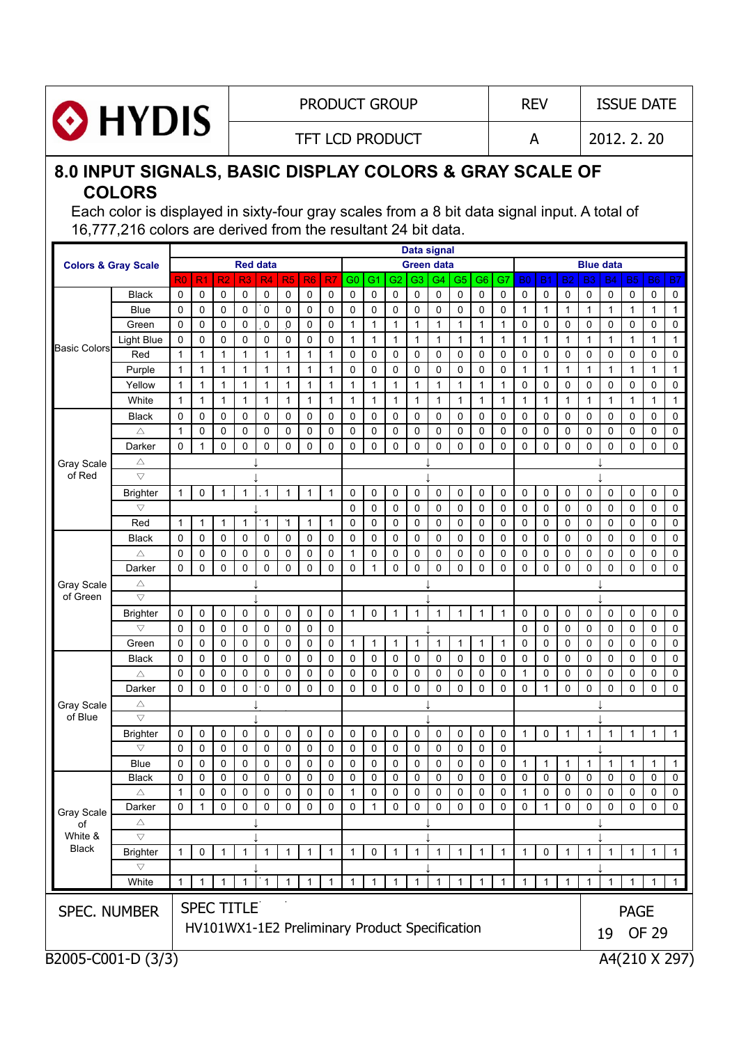# 8.0 INPUT SIGNALS, BASIC DISPLAY COLORS & GRAY SCALE OF COLORS

Each color is displayed in sixty-four gray scales from a 8 bit data signal input. A total of 16,777,216 colors are derived from the resultant 24 bit data.

| Colors & Gray Scale | | Data signal | | | | | | | | | | | | | | | | | | | | | | | |
|---|---|---|---|---|---|---|---|---|---|---|---|---|---|---|---|---|---|---|---|---|---|---|---|---|---|
| | | Red data | | | | | | | | Green data | | | | | | | | Blue data | | | | | | | |
| | | R0 | R1 | R2 | R3 | R4 | R5 | R6 | R7 | G0 | G1 | G2 | G3 | G4 | G5 | G6 | G7 | B0 | B1 | B2 | B3 | B4 | B5 | B6 | B7 |
| Basic Colors | Black | 0 | 0 | 0 | 0 | 0 | 0 | 0 | 0 | 0 | 0 | 0 | 0 | 0 | 0 | 0 | 0 | 0 | 0 | 0 | 0 | 0 | 0 | 0 | 0 |
| | Blue | 0 | 0 | 0 | 0 | 0 | 0 | 0 | 0 | 0 | 0 | 0 | 0 | 0 | 0 | 0 | 0 | 1 | 1 | 1 | 1 | 1 | 1 | 1 | 1 |
| | Green | 0 | 0 | 0 | 0 | 0 | 0 | 0 | 0 | 1 | 1 | 1 | 1 | 1 | 1 | 1 | 1 | 0 | 0 | 0 | 0 | 0 | 0 | 0 | 0 |
| | Light Blue | 0 | 0 | 0 | 0 | 0 | 0 | 0 | 0 | 1 | 1 | 1 | 1 | 1 | 1 | 1 | 1 | 1 | 1 | 1 | 1 | 1 | 1 | 1 | 1 |
| | Red | 1 | 1 | 1 | 1 | 1 | 1 | 1 | 1 | 0 | 0 | 0 | 0 | 0 | 0 | 0 | 0 | 0 | 0 | 0 | 0 | 0 | 0 | 0 | 0 |
| | Purple | 1 | 1 | 1 | 1 | 1 | 1 | 1 | 1 | 0 | 0 | 0 | 0 | 0 | 0 | 0 | 0 | 1 | 1 | 1 | 1 | 1 | 1 | 1 | 1 |
| | Yellow | 1 | 1 | 1 | 1 | 1 | 1 | 1 | 1 | 1 | 1 | 1 | 1 | 1 | 1 | 1 | 1 | 0 | 0 | 0 | 0 | 0 | 0 | 0 | 0 |
| | White | 1 | 1 | 1 | 1 | 1 | 1 | 1 | 1 | 1 | 1 | 1 | 1 | 1 | 1 | 1 | 1 | 1 | 1 | 1 | 1 | 1 | 1 | 1 | 1 |
| Gray Scale of Red | Black | 0 | 0 | 0 | 0 | 0 | 0 | 0 | 0 | 0 | 0 | 0 | 0 | 0 | 0 | 0 | 0 | 0 | 0 | 0 | 0 | 0 | 0 | 0 | 0 |
| | △ | 1 | 0 | 0 | 0 | 0 | 0 | 0 | 0 | 0 | 0 | 0 | 0 | 0 | 0 | 0 | 0 | 0 | 0 | 0 | 0 | 0 | 0 | 0 | 0 |
| | Darker | 0 | 1 | 0 | 0 | 0 | 0 | 0 | 0 | 0 | 0 | 0 | 0 | 0 | 0 | 0 | 0 | 0 | 0 | 0 | 0 | 0 | 0 | 0 | 0 |
| | △ | ↓ | | | | | | | | ↓ | | | | | | | | ↓ | | | | | | | |
| | ▽ | ↓ | | | | | | | | ↓ | | | | | | | | ↓ | | | | | | | |
| | Brighter | 1 | 0 | 1 | 1 | 1 | 1 | 1 | 1 | 0 | 0 | 0 | 0 | 0 | 0 | 0 | 0 | 0 | 0 | 0 | 0 | 0 | 0 | 0 | 0 |
| | ▽ | ↓ | | | | | | | | 0 | 0 | 0 | 0 | 0 | 0 | 0 | 0 | 0 | 0 | 0 | 0 | 0 | 0 | 0 | 0 |
| | Red | 1 | 1 | 1 | 1 | 1 | 1 | 1 | 1 | 0 | 0 | 0 | 0 | 0 | 0 | 0 | 0 | 0 | 0 | 0 | 0 | 0 | 0 | 0 | 0 |
| Gray Scale of Green | Black | 0 | 0 | 0 | 0 | 0 | 0 | 0 | 0 | 0 | 0 | 0 | 0 | 0 | 0 | 0 | 0 | 0 | 0 | 0 | 0 | 0 | 0 | 0 | 0 |
| | △ | 0 | 0 | 0 | 0 | 0 | 0 | 0 | 0 | 1 | 0 | 0 | 0 | 0 | 0 | 0 | 0 | 0 | 0 | 0 | 0 | 0 | 0 | 0 | 0 |
| | Darker | 0 | 0 | 0 | 0 | 0 | 0 | 0 | 0 | 0 | 1 | 0 | 0 | 0 | 0 | 0 | 0 | 0 | 0 | 0 | 0 | 0 | 0 | 0 | 0 |
| | △ | ↓ | | | | | | | | ↓ | | | | | | | | ↓ | | | | | | | |
| | ▽ | ↓ | | | | | | | | ↓ | | | | | | | | ↓ | | | | | | | |
| | Brighter | 0 | 0 | 0 | 0 | 0 | 0 | 0 | 0 | 1 | 0 | 1 | 1 | 1 | 1 | 1 | 1 | 0 | 0 | 0 | 0 | 0 | 0 | 0 | 0 |
| | ▽ | 0 | 0 | 0 | 0 | 0 | 0 | 0 | 0 | ↓ | | | | | | | | 0 | 0 | 0 | 0 | 0 | 0 | 0 | 0 |
| | Green | 0 | 0 | 0 | 0 | 0 | 0 | 0 | 0 | 1 | 1 | 1 | 1 | 1 | 1 | 1 | 1 | 0 | 0 | 0 | 0 | 0 | 0 | 0 | 0 |
| Gray Scale of Blue | Black | 0 | 0 | 0 | 0 | 0 | 0 | 0 | 0 | 0 | 0 | 0 | 0 | 0 | 0 | 0 | 0 | 0 | 0 | 0 | 0 | 0 | 0 | 0 | 0 |
| | △ | 0 | 0 | 0 | 0 | 0 | 0 | 0 | 0 | 0 | 0 | 0 | 0 | 0 | 0 | 0 | 0 | 1 | 0 | 0 | 0 | 0 | 0 | 0 | 0 |
| | Darker | 0 | 0 | 0 | 0 | 0 | 0 | 0 | 0 | 0 | 0 | 0 | 0 | 0 | 0 | 0 | 0 | 0 | 1 | 0 | 0 | 0 | 0 | 0 | 0 |
| | △ | ↓ | | | | | | | | ↓ | | | | | | | | ↓ | | | | | | | |
| | ▽ | ↓ | | | | | | | | ↓ | | | | | | | | ↓ | | | | | | | |
| | Brighter | 0 | 0 | 0 | 0 | 0 | 0 | 0 | 0 | 0 | 0 | 0 | 0 | 0 | 0 | 0 | 0 | 1 | 0 | 1 | 1 | 1 | 1 | 1 | 1 |
| | ▽ | 0 | 0 | 0 | 0 | 0 | 0 | 0 | 0 | 0 | 0 | 0 | 0 | 0 | 0 | 0 | 0 | ↓ | | | | | | | |
| | Blue | 0 | 0 | 0 | 0 | 0 | 0 | 0 | 0 | 0 | 0 | 0 | 0 | 0 | 0 | 0 | 0 | 1 | 1 | 1 | 1 | 1 | 1 | 1 | 1 |
| Gray Scale of White & Black | Black | 0 | 0 | 0 | 0 | 0 | 0 | 0 | 0 | 0 | 0 | 0 | 0 | 0 | 0 | 0 | 0 | 0 | 0 | 0 | 0 | 0 | 0 | 0 | 0 |
| | △ | 1 | 0 | 0 | 0 | 0 | 0 | 0 | 0 | 1 | 0 | 0 | 0 | 0 | 0 | 0 | 0 | 1 | 0 | 0 | 0 | 0 | 0 | 0 | 0 |
| | Darker | 0 | 1 | 0 | 0 | 0 | 0 | 0 | 0 | 0 | 1 | 0 | 0 | 0 | 0 | 0 | 0 | 0 | 1 | 0 | 0 | 0 | 0 | 0 | 0 |
| | △ | ↓ | | | | | | | | ↓ | | | | | | | | ↓ | | | | | | | |
| | ▽ | ↓ | | | | | | | | ↓ | | | | | | | | ↓ | | | | | | | |
| | Brighter | 1 | 0 | 1 | 1 | 1 | 1 | 1 | 1 | 1 | 0 | 1 | 1 | 1 | 1 | 1 | 1 | 1 | 0 | 1 | 1 | 1 | 1 | 1 | 1 |
| | ▽ | ↓ | | | | | | | | ↓ | | | | | | | | ↓ | | | | | | | |
| | White | 1 | 1 | 1 | 1 | 1 | 1 | 1 | 1 | 1 | 1 | 1 | 1 | 1 | 1 | 1 | 1 | 1 | 1 | 1 | 1 | 1 | 1 | 1 | 1 |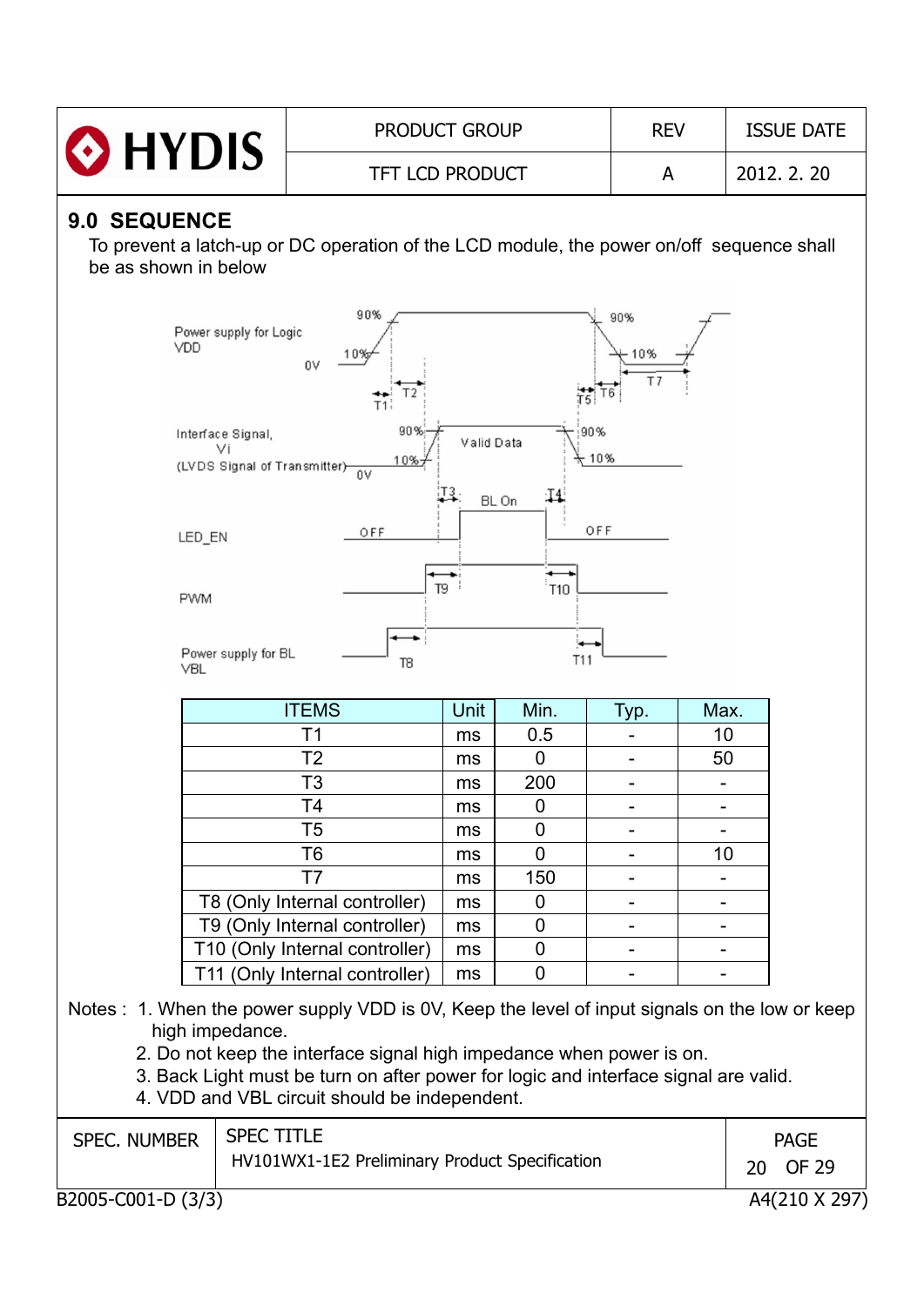## 9.0 SEQUENCE

To prevent a latch-up or DC operation of the LCD module, the power on/off sequence shall be as shown in below

| ITEMS | Unit | Min. | Typ. | Max. |
|---|---|---|---|---|
| T1 | ms | 0.5 | - | 10 |
| T2 | ms | 0 | - | 50 |
| T3 | ms | 200 | - | - |
| T4 | ms | 0 | - | - |
| T5 | ms | 0 | - | - |
| T6 | ms | 0 | - | 10 |
| T7 | ms | 150 | - | - |
| T8 (Only Internal controller) | ms | 0 | - | - |
| T9 (Only Internal controller) | ms | 0 | - | - |
| T10 (Only Internal controller) | ms | 0 | - | - |
| T11 (Only Internal controller) | ms | 0 | - | - |

Notes :
1. When the power supply VDD is 0V, Keep the level of input signals on the low or keep high impedance.
2. Do not keep the interface signal high impedance when power is on.
3. Back Light must be turn on after power for logic and interface signal are valid.
4. VDD and VBL circuit should be independent.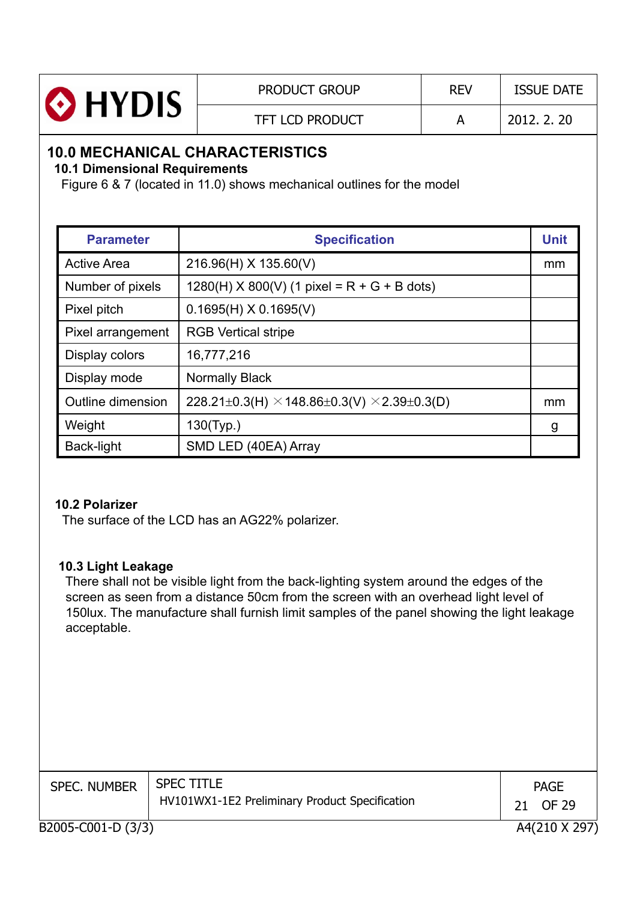## 10.0 MECHANICAL CHARACTERISTICS

### 10.1 Dimensional Requirements

Figure 6 & 7 (located in 11.0) shows mechanical outlines for the model

| Parameter | Specification | Unit |
|---|---|---|
| Active Area | 216.96(H) X 135.60(V) | mm |
| Number of pixels | 1280(H) X 800(V) (1 pixel = R + G + B dots) | |
| Pixel pitch | 0.1695(H) X 0.1695(V) | |
| Pixel arrangement | RGB Vertical stripe | |
| Display colors | 16,777,216 | |
| Display mode | Normally Black | |
| Outline dimension | 228.21±0.3(H) ×148.86±0.3(V) ×2.39±0.3(D) | mm |
| Weight | 130(Typ.) | g |
| Back-light | SMD LED (40EA) Array | |

### 10.2 Polarizer

The surface of the LCD has an AG22% polarizer.

### 10.3 Light Leakage

There shall not be visible light from the back-lighting system around the edges of the screen as seen from a distance 50cm from the screen with an overhead light level of 150lux. The manufacture shall furnish limit samples of the panel showing the light leakage acceptable.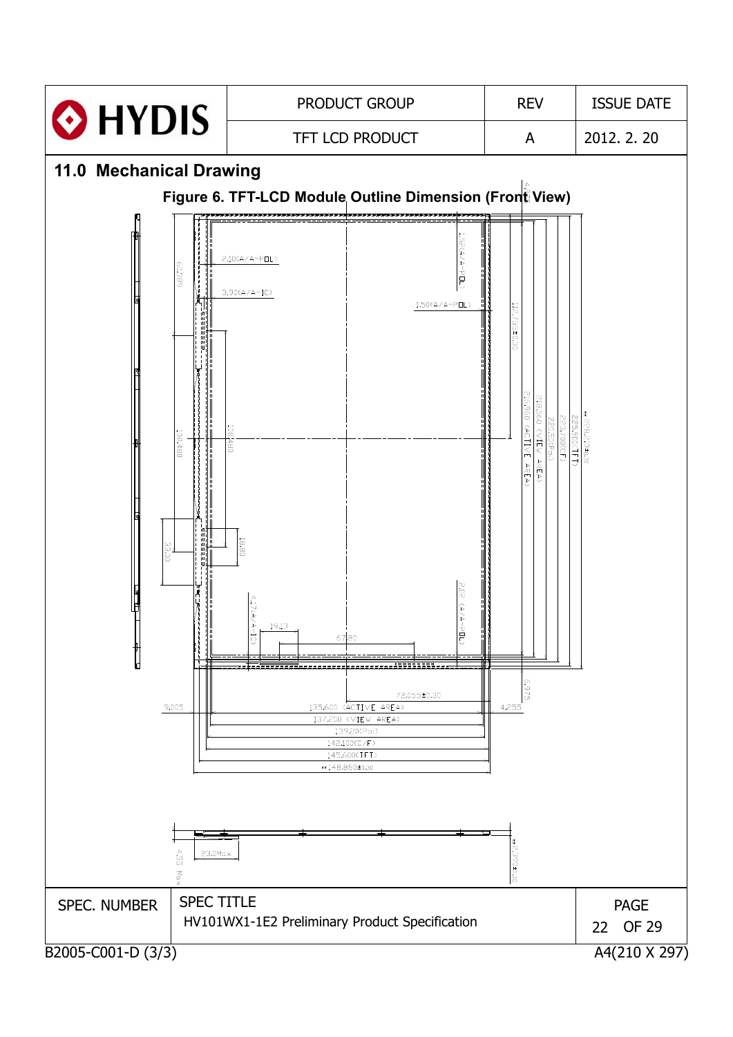## 11.0 Mechanical Drawing

**Figure 6. TFT-LCD Module Outline Dimension (Front View)**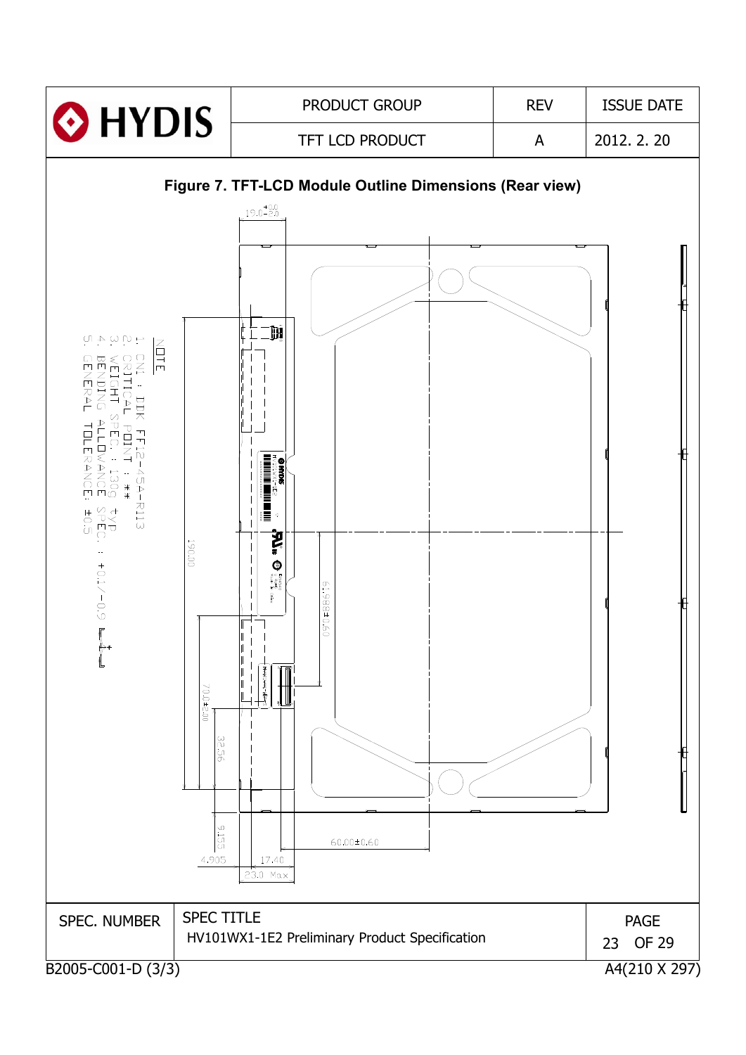## Figure 7. TFT-LCD Module Outline Dimensions (Rear view)

NOTE

1. CN1 : DDK FF12-45A-R113
2. CRITICAL POINT : **
3. WEIGHT SPEC. : 130g typ
4. BENDING ALLOWANCE SPEC. : +0.1/-0.9
5. GENERAL TOLERANCE: ±0.5

19.0 +0.0/-2.0

190.00

61.998±0.40

70.0±2.00

32.56

9.155

4.905

17.40

23.0 Max

60.00±0.60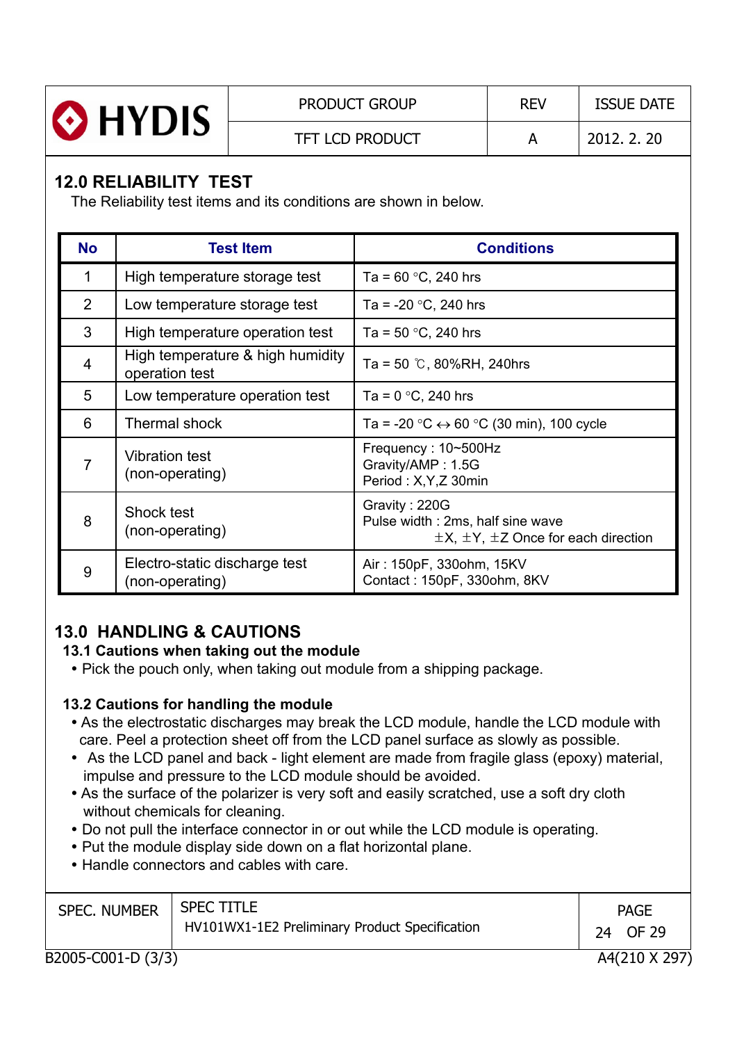## 12.0 RELIABILITY TEST

The Reliability test items and its conditions are shown in below.

| No | Test Item | Conditions |
|---|---|---|
| 1 | High temperature storage test | Ta = 60 °C, 240 hrs |
| 2 | Low temperature storage test | Ta = -20 °C, 240 hrs |
| 3 | High temperature operation test | Ta = 50 °C, 240 hrs |
| 4 | High temperature & high humidity operation test | Ta = 50 ℃, 80%RH, 240hrs |
| 5 | Low temperature operation test | Ta = 0 °C, 240 hrs |
| 6 | Thermal shock | Ta = -20 °C ↔ 60 °C (30 min), 100 cycle |
| 7 | Vibration test (non-operating) | Frequency : 10~500Hz<br>Gravity/AMP : 1.5G<br>Period : X,Y,Z 30min |
| 8 | Shock test (non-operating) | Gravity : 220G<br>Pulse width : 2ms, half sine wave<br>±X, ±Y, ±Z Once for each direction |
| 9 | Electro-static discharge test (non-operating) | Air : 150pF, 330ohm, 15KV<br>Contact : 150pF, 330ohm, 8KV |

## 13.0 HANDLING & CAUTIONS

### 13.1 Cautions when taking out the module

- Pick the pouch only, when taking out module from a shipping package.

### 13.2 Cautions for handling the module

- As the electrostatic discharges may break the LCD module, handle the LCD module with care. Peel a protection sheet off from the LCD panel surface as slowly as possible.
- As the LCD panel and back - light element are made from fragile glass (epoxy) material, impulse and pressure to the LCD module should be avoided.
- As the surface of the polarizer is very soft and easily scratched, use a soft dry cloth without chemicals for cleaning.
- Do not pull the interface connector in or out while the LCD module is operating.
- Put the module display side down on a flat horizontal plane.
- Handle connectors and cables with care.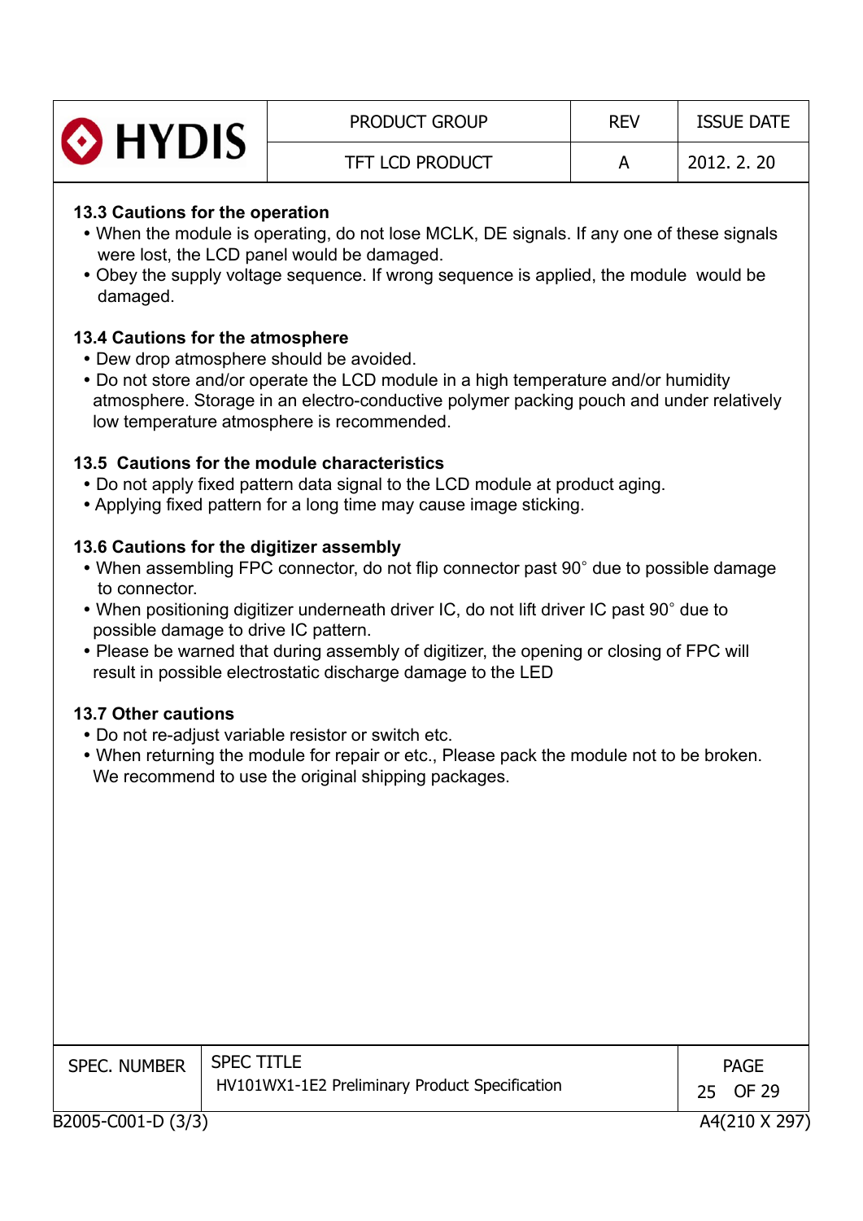### 13.3 Cautions for the operation

- When the module is operating, do not lose MCLK, DE signals. If any one of these signals were lost, the LCD panel would be damaged.
- Obey the supply voltage sequence. If wrong sequence is applied, the module would be damaged.

### 13.4 Cautions for the atmosphere

- Dew drop atmosphere should be avoided.
- Do not store and/or operate the LCD module in a high temperature and/or humidity atmosphere. Storage in an electro-conductive polymer packing pouch and under relatively low temperature atmosphere is recommended.

### 13.5 Cautions for the module characteristics

- Do not apply fixed pattern data signal to the LCD module at product aging.
- Applying fixed pattern for a long time may cause image sticking.

### 13.6 Cautions for the digitizer assembly

- When assembling FPC connector, do not flip connector past 90° due to possible damage to connector.
- When positioning digitizer underneath driver IC, do not lift driver IC past 90° due to possible damage to drive IC pattern.
- Please be warned that during assembly of digitizer, the opening or closing of FPC will result in possible electrostatic discharge damage to the LED

### 13.7 Other cautions

- Do not re-adjust variable resistor or switch etc.
- When returning the module for repair or etc., Please pack the module not to be broken. We recommend to use the original shipping packages.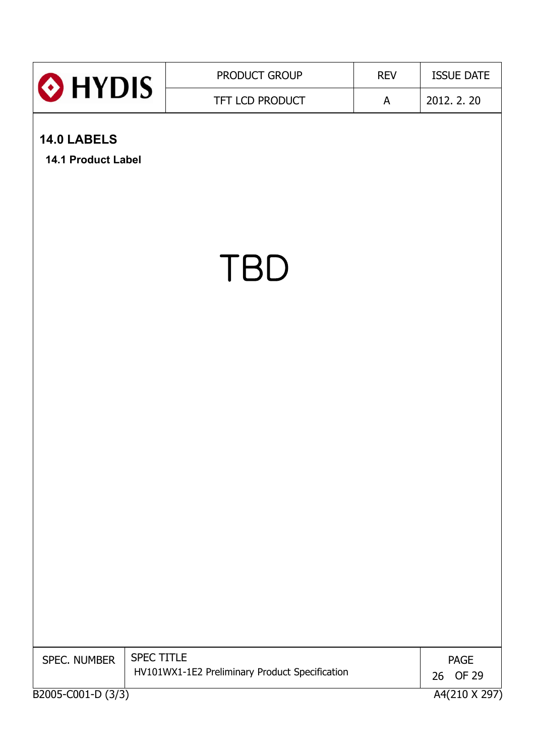# 14.0 LABELS

## 14.1 Product Label

TBD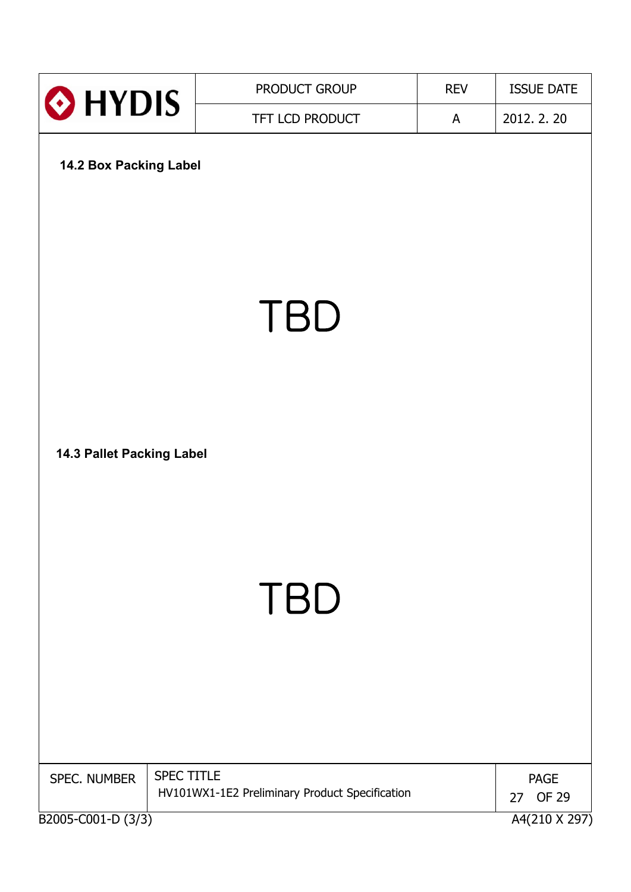### 14.2 Box Packing Label

TBD

### 14.3 Pallet Packing Label

TBD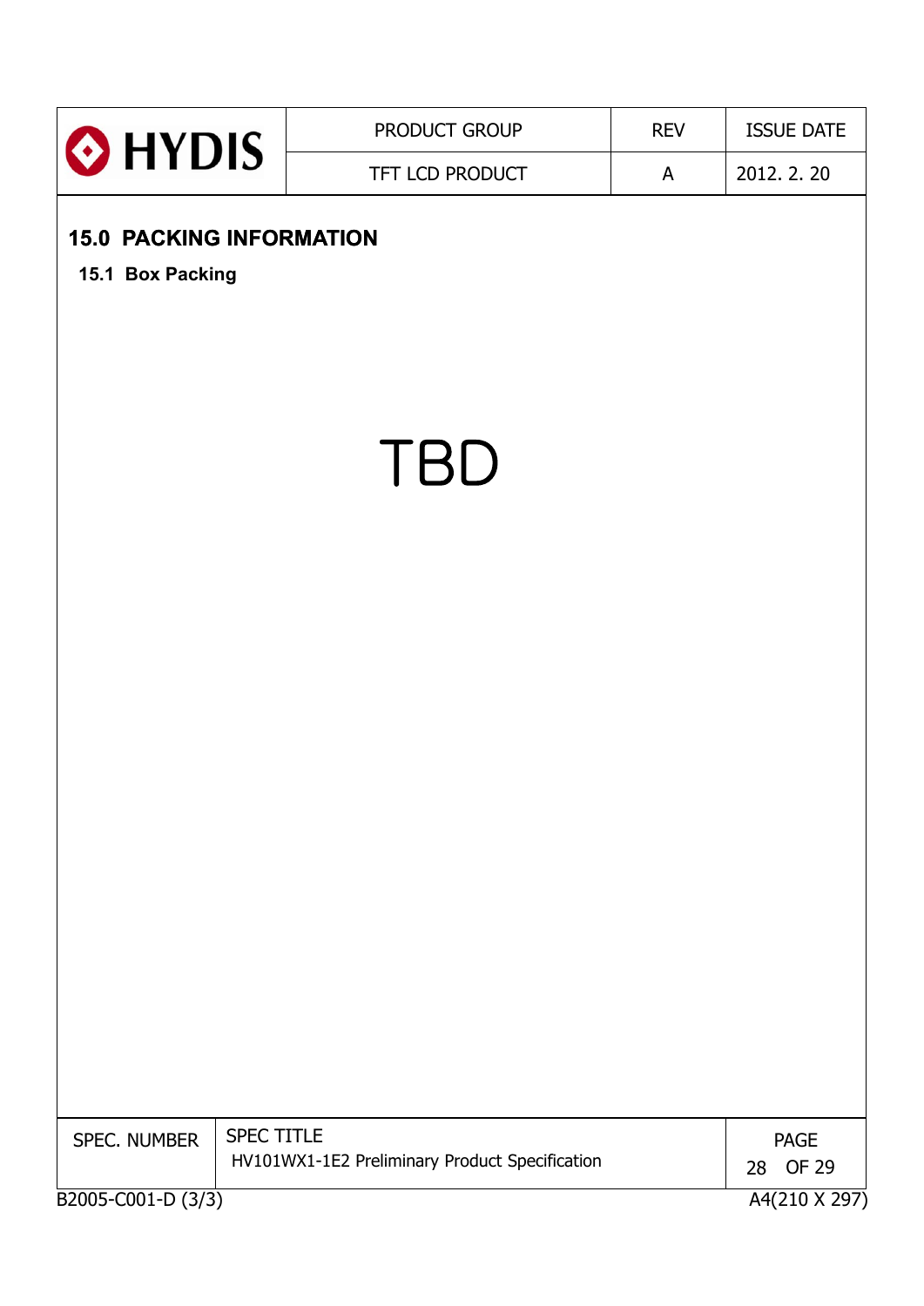## 15.0 PACKING INFORMATION

### 15.1 Box Packing

TBD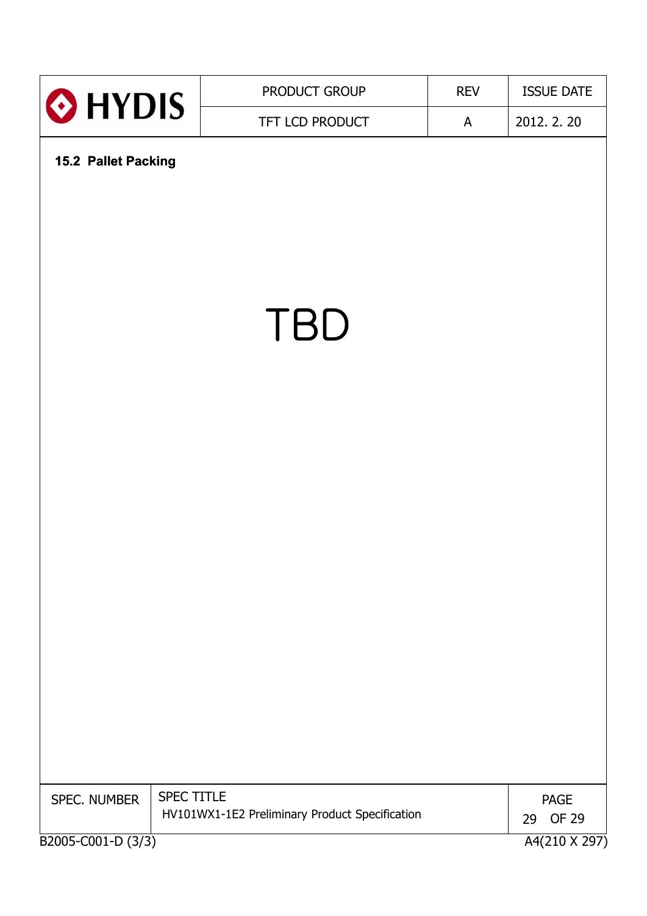### 15.2 Pallet Packing

TBD